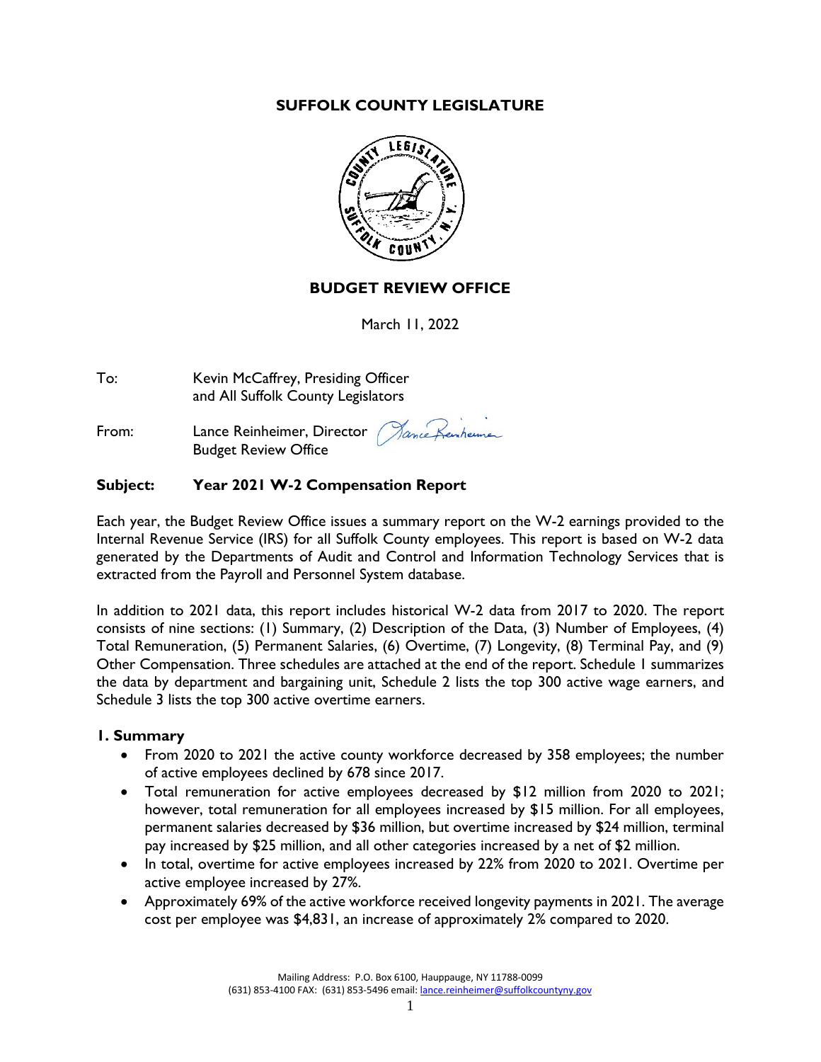# SUFFOLK COUNTY LEGISLATURE

## BUDGET REVIEW OFFICE

March 11, 2022

To: Kevin McCaffrey, Presiding Officer
and All Suffolk County Legislators

From: Lance Reinheimer, Director
Budget Review Office

**Subject: Year 2021 W-2 Compensation Report**

Each year, the Budget Review Office issues a summary report on the W-2 earnings provided to the Internal Revenue Service (IRS) for all Suffolk County employees. This report is based on W-2 data generated by the Departments of Audit and Control and Information Technology Services that is extracted from the Payroll and Personnel System database.

In addition to 2021 data, this report includes historical W-2 data from 2017 to 2020. The report consists of nine sections: (1) Summary, (2) Description of the Data, (3) Number of Employees, (4) Total Remuneration, (5) Permanent Salaries, (6) Overtime, (7) Longevity, (8) Terminal Pay, and (9) Other Compensation. Three schedules are attached at the end of the report. Schedule 1 summarizes the data by department and bargaining unit, Schedule 2 lists the top 300 active wage earners, and Schedule 3 lists the top 300 active overtime earners.

### 1. Summary

- From 2020 to 2021 the active county workforce decreased by 358 employees; the number of active employees declined by 678 since 2017.
- Total remuneration for active employees decreased by $12 million from 2020 to 2021; however, total remuneration for all employees increased by $15 million. For all employees, permanent salaries decreased by $36 million, but overtime increased by $24 million, terminal pay increased by $25 million, and all other categories increased by a net of $2 million.
- In total, overtime for active employees increased by 22% from 2020 to 2021. Overtime per active employee increased by 27%.
- Approximately 69% of the active workforce received longevity payments in 2021. The average cost per employee was $4,831, an increase of approximately 2% compared to 2020.

Mailing Address: P.O. Box 6100, Hauppauge, NY 11788-0099
(631) 853-4100 FAX: (631) 853-5496 email: lance.reinheimer@suffolkcountyny.gov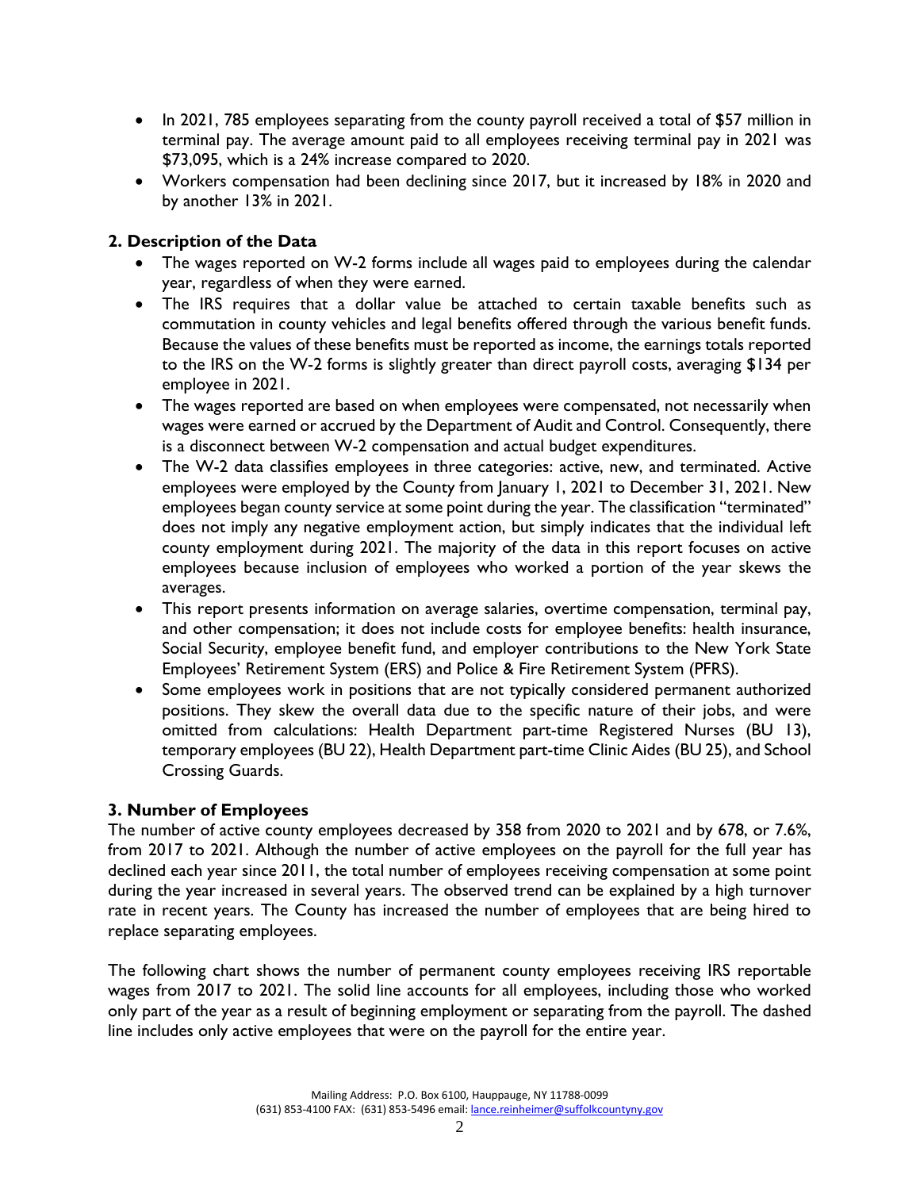- In 2021, 785 employees separating from the county payroll received a total of $57 million in terminal pay. The average amount paid to all employees receiving terminal pay in 2021 was $73,095, which is a 24% increase compared to 2020.
- Workers compensation had been declining since 2017, but it increased by 18% in 2020 and by another 13% in 2021.

## 2. Description of the Data

- The wages reported on W-2 forms include all wages paid to employees during the calendar year, regardless of when they were earned.
- The IRS requires that a dollar value be attached to certain taxable benefits such as commutation in county vehicles and legal benefits offered through the various benefit funds. Because the values of these benefits must be reported as income, the earnings totals reported to the IRS on the W-2 forms is slightly greater than direct payroll costs, averaging $134 per employee in 2021.
- The wages reported are based on when employees were compensated, not necessarily when wages were earned or accrued by the Department of Audit and Control. Consequently, there is a disconnect between W-2 compensation and actual budget expenditures.
- The W-2 data classifies employees in three categories: active, new, and terminated. Active employees were employed by the County from January 1, 2021 to December 31, 2021. New employees began county service at some point during the year. The classification "terminated" does not imply any negative employment action, but simply indicates that the individual left county employment during 2021. The majority of the data in this report focuses on active employees because inclusion of employees who worked a portion of the year skews the averages.
- This report presents information on average salaries, overtime compensation, terminal pay, and other compensation; it does not include costs for employee benefits: health insurance, Social Security, employee benefit fund, and employer contributions to the New York State Employees' Retirement System (ERS) and Police & Fire Retirement System (PFRS).
- Some employees work in positions that are not typically considered permanent authorized positions. They skew the overall data due to the specific nature of their jobs, and were omitted from calculations: Health Department part-time Registered Nurses (BU 13), temporary employees (BU 22), Health Department part-time Clinic Aides (BU 25), and School Crossing Guards.

## 3. Number of Employees

The number of active county employees decreased by 358 from 2020 to 2021 and by 678, or 7.6%, from 2017 to 2021. Although the number of active employees on the payroll for the full year has declined each year since 2011, the total number of employees receiving compensation at some point during the year increased in several years. The observed trend can be explained by a high turnover rate in recent years. The County has increased the number of employees that are being hired to replace separating employees.

The following chart shows the number of permanent county employees receiving IRS reportable wages from 2017 to 2021. The solid line accounts for all employees, including those who worked only part of the year as a result of beginning employment or separating from the payroll. The dashed line includes only active employees that were on the payroll for the entire year.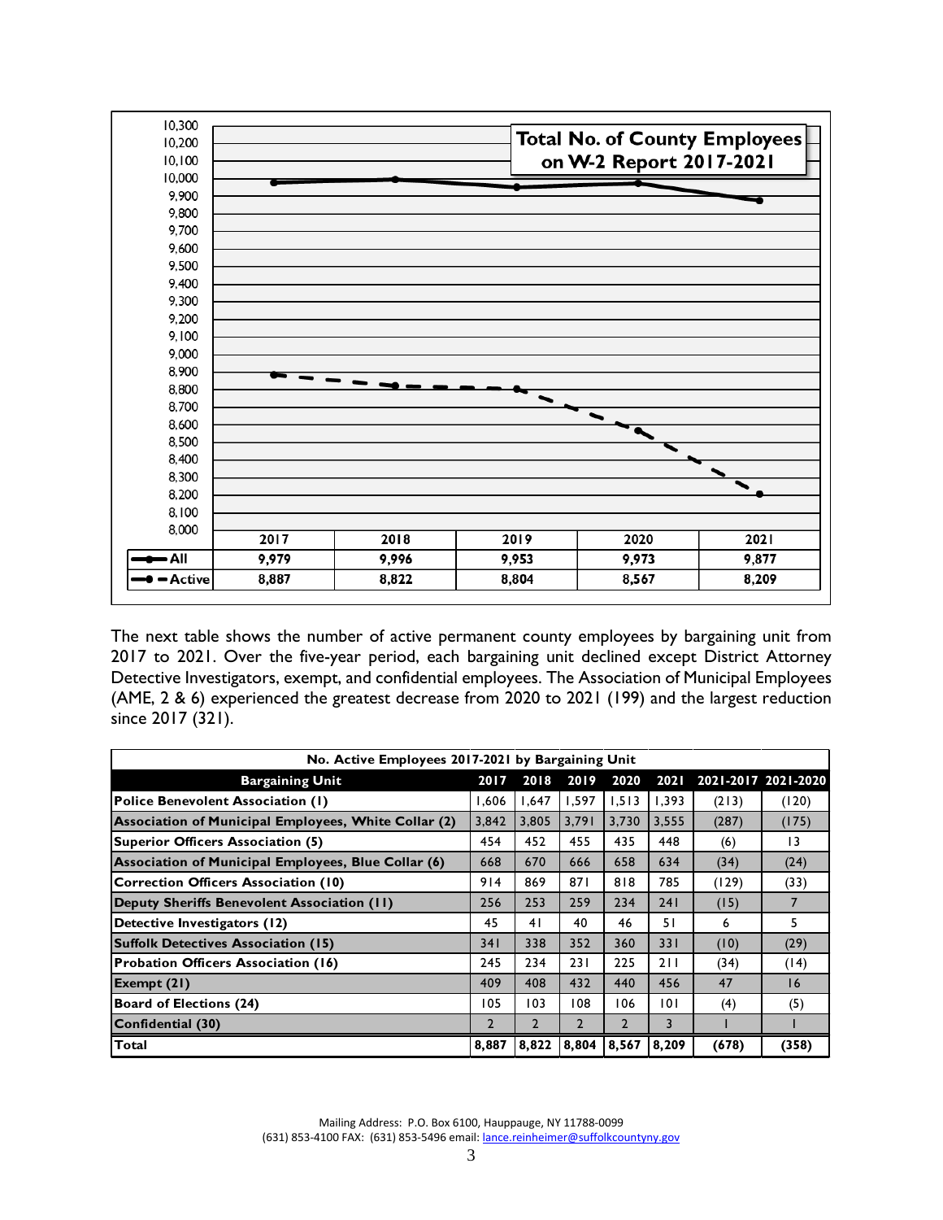**Total No. of County Employees on W-2 Report 2017-2021**

| | 2017 | 2018 | 2019 | 2020 | 2021 |
|---|---|---|---|---|---|
| All | 9,979 | 9,996 | 9,953 | 9,973 | 9,877 |
| Active | 8,887 | 8,822 | 8,804 | 8,567 | 8,209 |

The next table shows the number of active permanent county employees by bargaining unit from 2017 to 2021. Over the five-year period, each bargaining unit declined except District Attorney Detective Investigators, exempt, and confidential employees. The Association of Municipal Employees (AME, 2 & 6) experienced the greatest decrease from 2020 to 2021 (199) and the largest reduction since 2017 (321).

| No. Active Employees 2017-2021 by Bargaining Unit | | | | | | | |
|---|---|---|---|---|---|---|---|
| **Bargaining Unit** | **2017** | **2018** | **2019** | **2020** | **2021** | **2021-2017** | **2021-2020** |
| **Police Benevolent Association (1)** | 1,606 | 1,647 | 1,597 | 1,513 | 1,393 | (213) | (120) |
| **Association of Municipal Employees, White Collar (2)** | 3,842 | 3,805 | 3,791 | 3,730 | 3,555 | (287) | (175) |
| **Superior Officers Association (5)** | 454 | 452 | 455 | 435 | 448 | (6) | 13 |
| **Association of Municipal Employees, Blue Collar (6)** | 668 | 670 | 666 | 658 | 634 | (34) | (24) |
| **Correction Officers Association (10)** | 914 | 869 | 871 | 818 | 785 | (129) | (33) |
| **Deputy Sheriffs Benevolent Association (11)** | 256 | 253 | 259 | 234 | 241 | (15) | 7 |
| **Detective Investigators (12)** | 45 | 41 | 40 | 46 | 51 | 6 | 5 |
| **Suffolk Detectives Association (15)** | 341 | 338 | 352 | 360 | 331 | (10) | (29) |
| **Probation Officers Association (16)** | 245 | 234 | 231 | 225 | 211 | (34) | (14) |
| **Exempt (21)** | 409 | 408 | 432 | 440 | 456 | 47 | 16 |
| **Board of Elections (24)** | 105 | 103 | 108 | 106 | 101 | (4) | (5) |
| **Confidential (30)** | 2 | 2 | 2 | 2 | 3 | 1 | 1 |
| **Total** | **8,887** | **8,822** | **8,804** | **8,567** | **8,209** | **(678)** | **(358)** |

Mailing Address: P.O. Box 6100, Hauppauge, NY 11788-0099
(631) 853-4100 FAX: (631) 853-5496 email: lance.reinheimer@suffolkcountyny.gov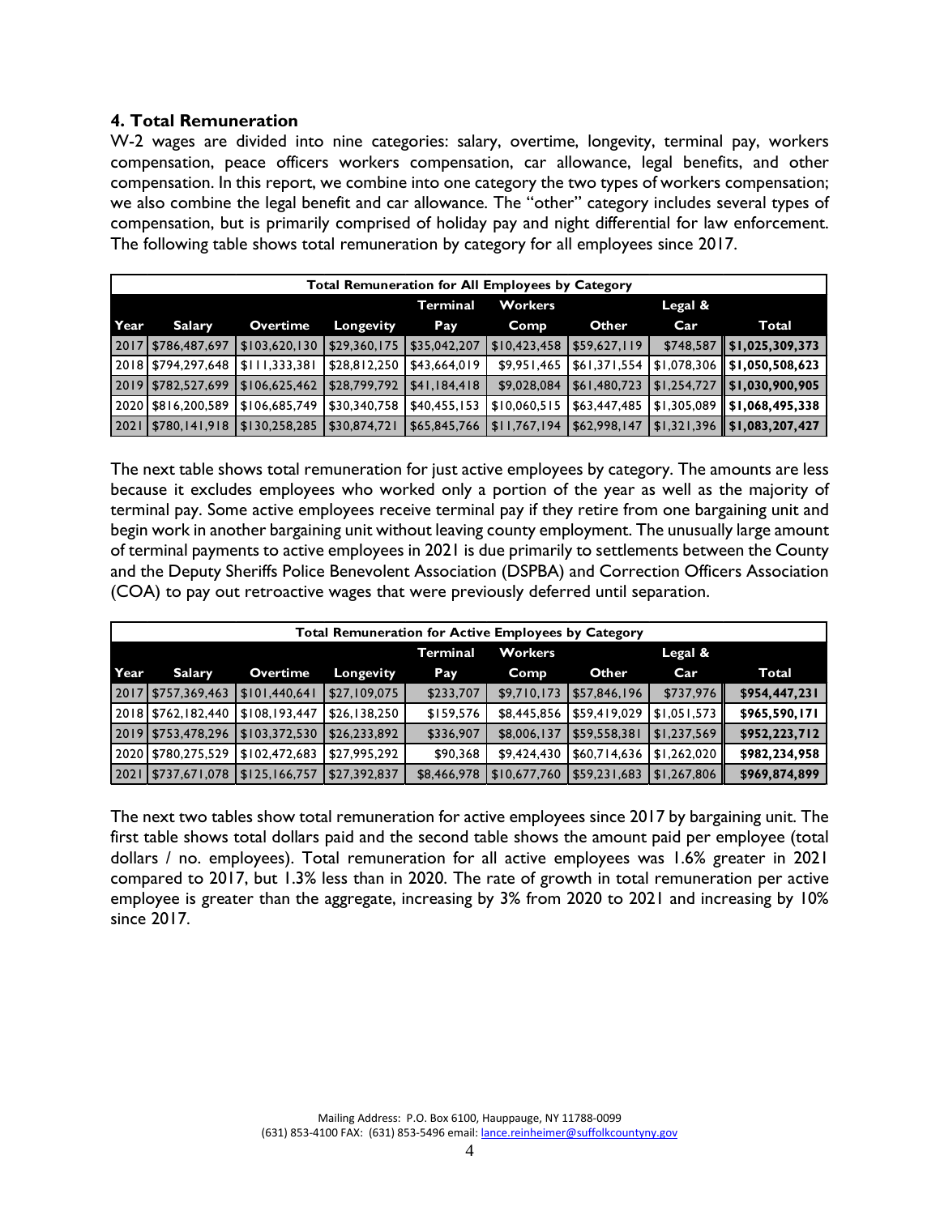## 4. Total Remuneration

W-2 wages are divided into nine categories: salary, overtime, longevity, terminal pay, workers compensation, peace officers workers compensation, car allowance, legal benefits, and other compensation. In this report, we combine into one category the two types of workers compensation; we also combine the legal benefit and car allowance. The "other" category includes several types of compensation, but is primarily comprised of holiday pay and night differential for law enforcement. The following table shows total remuneration by category for all employees since 2017.

| Total Remuneration for All Employees by Category | | | | | | | | |
|---|---|---|---|---|---|---|---|---|
| Year | Salary | Overtime | Longevity | Terminal Pay | Workers Comp | Other | Legal & Car | Total |
| 2017 | $786,487,697 | $103,620,130 | $29,360,175 | $35,042,207 | $10,423,458 | $59,627,119 | $748,587 | **$1,025,309,373** |
| 2018 | $794,297,648 | $111,333,381 | $28,812,250 | $43,664,019 | $9,951,465 | $61,371,554 | $1,078,306 | **$1,050,508,623** |
| 2019 | $782,527,699 | $106,625,462 | $28,799,792 | $41,184,418 | $9,028,084 | $61,480,723 | $1,254,727 | **$1,030,900,905** |
| 2020 | $816,200,589 | $106,685,749 | $30,340,758 | $40,455,153 | $10,060,515 | $63,447,485 | $1,305,089 | **$1,068,495,338** |
| 2021 | $780,141,918 | $130,258,285 | $30,874,721 | $65,845,766 | $11,767,194 | $62,998,147 | $1,321,396 | **$1,083,207,427** |

The next table shows total remuneration for just active employees by category. The amounts are less because it excludes employees who worked only a portion of the year as well as the majority of terminal pay. Some active employees receive terminal pay if they retire from one bargaining unit and begin work in another bargaining unit without leaving county employment. The unusually large amount of terminal payments to active employees in 2021 is due primarily to settlements between the County and the Deputy Sheriffs Police Benevolent Association (DSPBA) and Correction Officers Association (COA) to pay out retroactive wages that were previously deferred until separation.

| Total Remuneration for Active Employees by Category | | | | | | | | |
|---|---|---|---|---|---|---|---|---|
| Year | Salary | Overtime | Longevity | Terminal Pay | Workers Comp | Other | Legal & Car | Total |
| 2017 | $757,369,463 | $101,440,641 | $27,109,075 | $233,707 | $9,710,173 | $57,846,196 | $737,976 | **$954,447,231** |
| 2018 | $762,182,440 | $108,193,447 | $26,138,250 | $159,576 | $8,445,856 | $59,419,029 | $1,051,573 | **$965,590,171** |
| 2019 | $753,478,296 | $103,372,530 | $26,233,892 | $336,907 | $8,006,137 | $59,558,381 | $1,237,569 | **$952,223,712** |
| 2020 | $780,275,529 | $102,472,683 | $27,995,292 | $90,368 | $9,424,430 | $60,714,636 | $1,262,020 | **$982,234,958** |
| 2021 | $737,671,078 | $125,166,757 | $27,392,837 | $8,466,978 | $10,677,760 | $59,231,683 | $1,267,806 | **$969,874,899** |

The next two tables show total remuneration for active employees since 2017 by bargaining unit. The first table shows total dollars paid and the second table shows the amount paid per employee (total dollars / no. employees). Total remuneration for all active employees was 1.6% greater in 2021 compared to 2017, but 1.3% less than in 2020. The rate of growth in total remuneration per active employee is greater than the aggregate, increasing by 3% from 2020 to 2021 and increasing by 10% since 2017.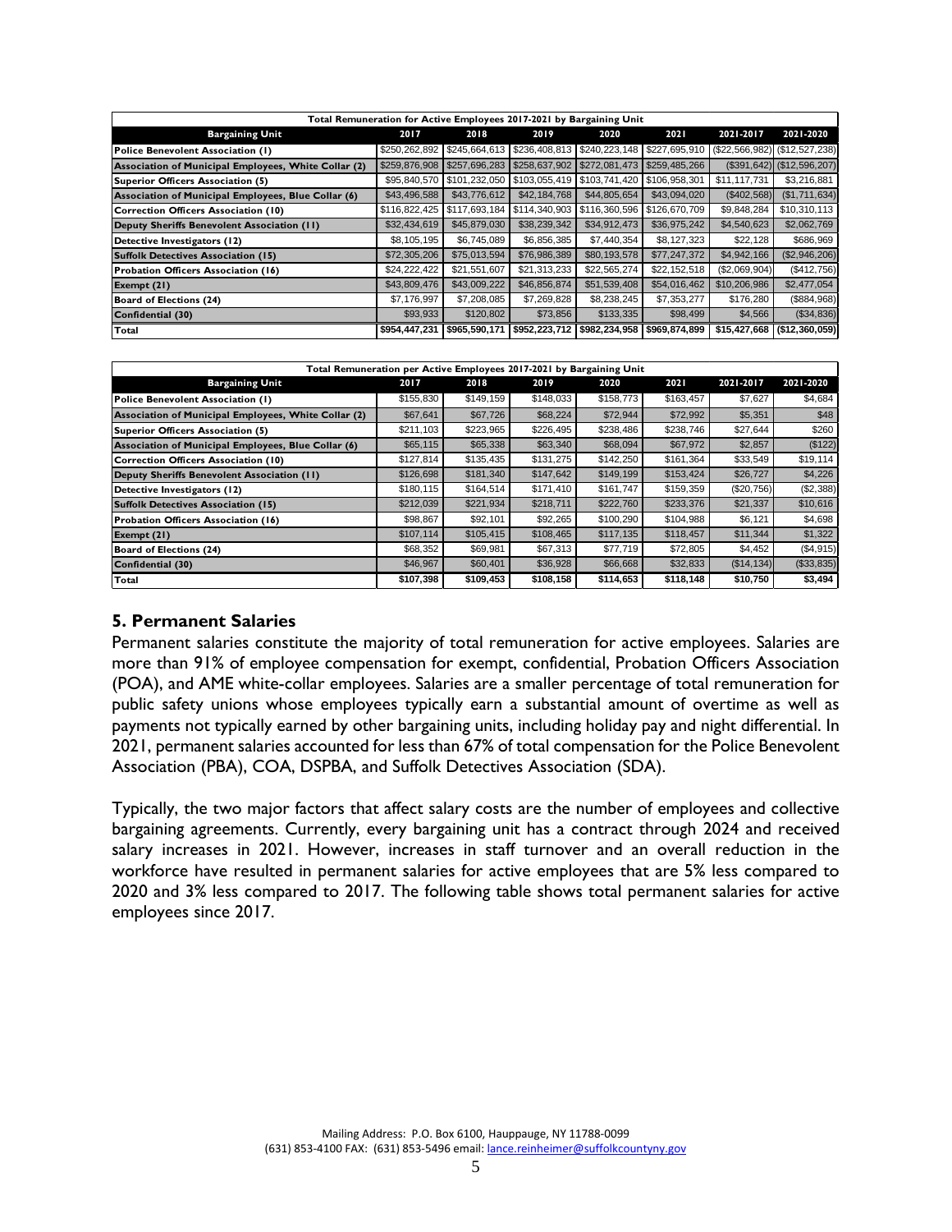| Total Remuneration for Active Employees 2017-2021 by Bargaining Unit | | | | | | | |
|---|---|---|---|---|---|---|---|
| **Bargaining Unit** | **2017** | **2018** | **2019** | **2020** | **2021** | **2021-2017** | **2021-2020** |
| Police Benevolent Association (1) | $250,262,892 | $245,664,613 | $236,408,813 | $240,223,148 | $227,695,910 | ($22,566,982) | ($12,527,238) |
| Association of Municipal Employees, White Collar (2) | $259,876,908 | $257,696,283 | $258,637,902 | $272,081,473 | $259,485,266 | ($391,642) | ($12,596,207) |
| Superior Officers Association (5) | $95,840,570 | $101,232,050 | $103,055,419 | $103,741,420 | $106,958,301 | $11,117,731 | $3,216,881 |
| Association of Municipal Employees, Blue Collar (6) | $43,496,588 | $43,776,612 | $42,184,768 | $44,805,654 | $43,094,020 | ($402,568) | ($1,711,634) |
| Correction Officers Association (10) | $116,822,425 | $117,693,184 | $114,340,903 | $116,360,596 | $126,670,709 | $9,848,284 | $10,310,113 |
| Deputy Sheriffs Benevolent Association (11) | $32,434,619 | $45,879,030 | $38,239,342 | $34,912,473 | $36,975,242 | $4,540,623 | $2,062,769 |
| Detective Investigators (12) | $8,105,195 | $6,745,089 | $6,856,385 | $7,440,354 | $8,127,323 | $22,128 | $686,969 |
| Suffolk Detectives Association (15) | $72,305,206 | $75,013,594 | $76,986,389 | $80,193,578 | $77,247,372 | $4,942,166 | ($2,946,206) |
| Probation Officers Association (16) | $24,222,422 | $21,551,607 | $21,313,233 | $22,565,274 | $22,152,518 | ($2,069,904) | ($412,756) |
| Exempt (21) | $43,809,476 | $43,009,222 | $46,856,874 | $51,539,408 | $54,016,462 | $10,206,986 | $2,477,054 |
| Board of Elections (24) | $7,176,997 | $7,208,085 | $7,269,828 | $8,238,245 | $7,353,277 | $176,280 | ($884,968) |
| Confidential (30) | $93,933 | $120,802 | $73,856 | $133,335 | $98,499 | $4,566 | ($34,836) |
| **Total** | **$954,447,231** | **$965,590,171** | **$952,223,712** | **$982,234,958** | **$969,874,899** | **$15,427,668** | **($12,360,059)** |

| Total Remuneration per Active Employees 2017-2021 by Bargaining Unit | | | | | | | |
|---|---|---|---|---|---|---|---|
| **Bargaining Unit** | **2017** | **2018** | **2019** | **2020** | **2021** | **2021-2017** | **2021-2020** |
| Police Benevolent Association (1) | $155,830 | $149,159 | $148,033 | $158,773 | $163,457 | $7,627 | $4,684 |
| Association of Municipal Employees, White Collar (2) | $67,641 | $67,726 | $68,224 | $72,944 | $72,992 | $5,351 | $48 |
| Superior Officers Association (5) | $211,103 | $223,965 | $226,495 | $238,486 | $238,746 | $27,644 | $260 |
| Association of Municipal Employees, Blue Collar (6) | $65,115 | $65,338 | $63,340 | $68,094 | $67,972 | $2,857 | ($122) |
| Correction Officers Association (10) | $127,814 | $135,435 | $131,275 | $142,250 | $161,364 | $33,549 | $19,114 |
| Deputy Sheriffs Benevolent Association (11) | $126,698 | $181,340 | $147,642 | $149,199 | $153,424 | $26,727 | $4,226 |
| Detective Investigators (12) | $180,115 | $164,514 | $171,410 | $161,747 | $159,359 | ($20,756) | ($2,388) |
| Suffolk Detectives Association (15) | $212,039 | $221,934 | $218,711 | $222,760 | $233,376 | $21,337 | $10,616 |
| Probation Officers Association (16) | $98,867 | $92,101 | $92,265 | $100,290 | $104,988 | $6,121 | $4,698 |
| Exempt (21) | $107,114 | $105,415 | $108,465 | $117,135 | $118,457 | $11,344 | $1,322 |
| Board of Elections (24) | $68,352 | $69,981 | $67,313 | $77,719 | $72,805 | $4,452 | ($4,915) |
| Confidential (30) | $46,967 | $60,401 | $36,928 | $66,668 | $32,833 | ($14,134) | ($33,835) |
| **Total** | **$107,398** | **$109,453** | **$108,158** | **$114,653** | **$118,148** | **$10,750** | **$3,494** |

## 5. Permanent Salaries

Permanent salaries constitute the majority of total remuneration for active employees. Salaries are more than 91% of employee compensation for exempt, confidential, Probation Officers Association (POA), and AME white-collar employees. Salaries are a smaller percentage of total remuneration for public safety unions whose employees typically earn a substantial amount of overtime as well as payments not typically earned by other bargaining units, including holiday pay and night differential. In 2021, permanent salaries accounted for less than 67% of total compensation for the Police Benevolent Association (PBA), COA, DSPBA, and Suffolk Detectives Association (SDA).

Typically, the two major factors that affect salary costs are the number of employees and collective bargaining agreements. Currently, every bargaining unit has a contract through 2024 and received salary increases in 2021. However, increases in staff turnover and an overall reduction in the workforce have resulted in permanent salaries for active employees that are 5% less compared to 2020 and 3% less compared to 2017. The following table shows total permanent salaries for active employees since 2017.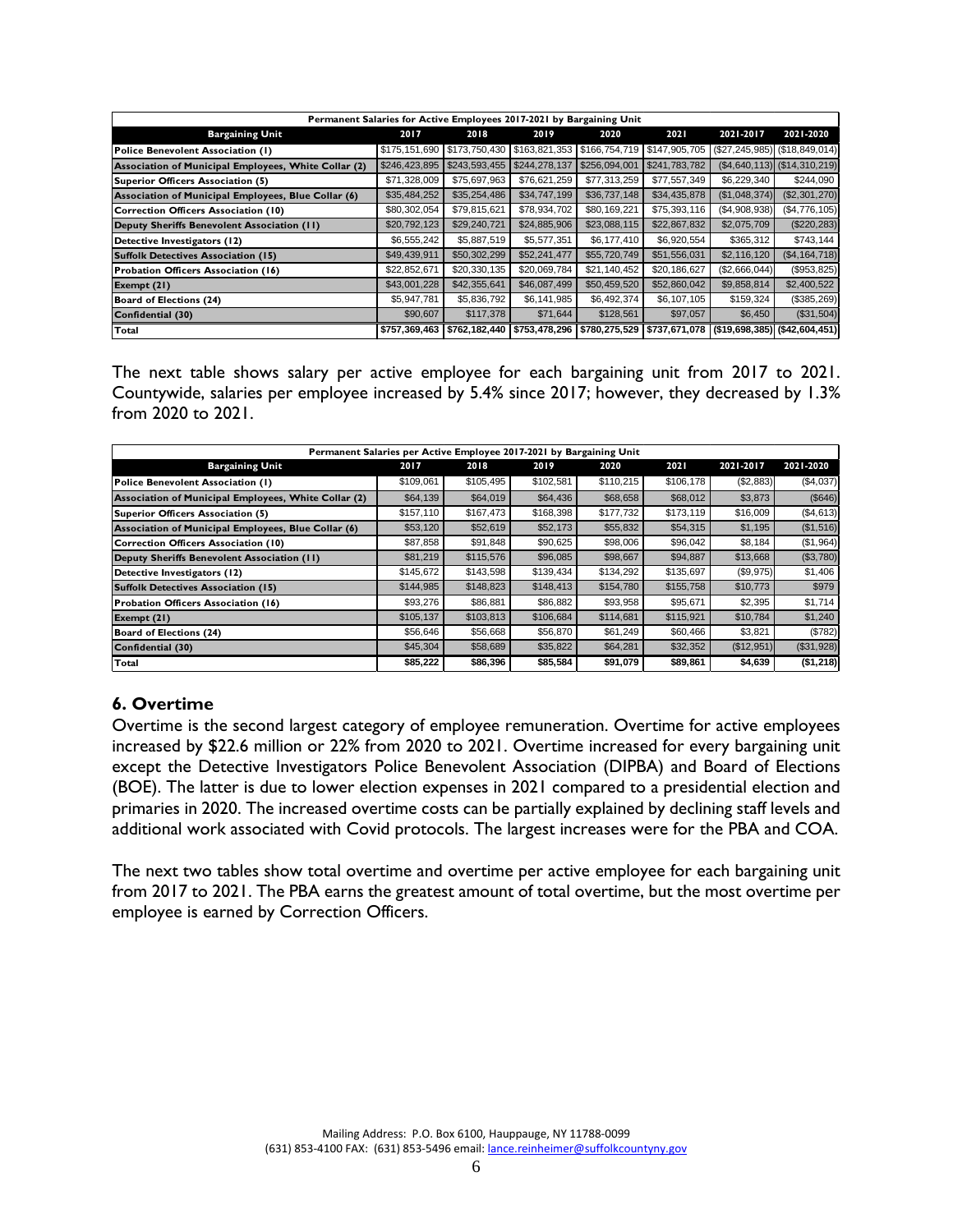| Permanent Salaries for Active Employees 2017-2021 by Bargaining Unit | | | | | | | |
|---|---|---|---|---|---|---|---|
| **Bargaining Unit** | **2017** | **2018** | **2019** | **2020** | **2021** | **2021-2017** | **2021-2020** |
| **Police Benevolent Association (1)** | $175,151,690 | $173,750,430 | $163,821,353 | $166,754,719 | $147,905,705 | ($27,245,985) | ($18,849,014) |
| **Association of Municipal Employees, White Collar (2)** | $246,423,895 | $243,593,455 | $244,278,137 | $256,094,001 | $241,783,782 | ($4,640,113) | ($14,310,219) |
| **Superior Officers Association (5)** | $71,328,009 | $75,697,963 | $76,621,259 | $77,313,259 | $77,557,349 | $6,229,340 | $244,090 |
| **Association of Municipal Employees, Blue Collar (6)** | $35,484,252 | $35,254,486 | $34,747,199 | $36,737,148 | $34,435,878 | ($1,048,374) | ($2,301,270) |
| **Correction Officers Association (10)** | $80,302,054 | $79,815,621 | $78,934,702 | $80,169,221 | $75,393,116 | ($4,908,938) | ($4,776,105) |
| **Deputy Sheriffs Benevolent Association (11)** | $20,792,123 | $29,240,721 | $24,885,906 | $23,088,115 | $22,867,832 | $2,075,709 | ($220,283) |
| **Detective Investigators (12)** | $6,555,242 | $5,887,519 | $5,577,351 | $6,177,410 | $6,920,554 | $365,312 | $743,144 |
| **Suffolk Detectives Association (15)** | $49,439,911 | $50,302,299 | $52,241,477 | $55,720,749 | $51,556,031 | $2,116,120 | ($4,164,718) |
| **Probation Officers Association (16)** | $22,852,671 | $20,330,135 | $20,069,784 | $21,140,452 | $20,186,627 | ($2,666,044) | ($953,825) |
| **Exempt (21)** | $43,001,228 | $42,355,641 | $46,087,499 | $50,459,520 | $52,860,042 | $9,858,814 | $2,400,522 |
| **Board of Elections (24)** | $5,947,781 | $5,836,792 | $6,141,985 | $6,492,374 | $6,107,105 | $159,324 | ($385,269) |
| **Confidential (30)** | $90,607 | $117,378 | $71,644 | $128,561 | $97,057 | $6,450 | ($31,504) |
| **Total** | **$757,369,463** | **$762,182,440** | **$753,478,296** | **$780,275,529** | **$737,671,078** | **($19,698,385)** | **($42,604,451)** |

The next table shows salary per active employee for each bargaining unit from 2017 to 2021. Countywide, salaries per employee increased by 5.4% since 2017; however, they decreased by 1.3% from 2020 to 2021.

| Permanent Salaries per Active Employee 2017-2021 by Bargaining Unit | | | | | | | |
|---|---|---|---|---|---|---|---|
| **Bargaining Unit** | **2017** | **2018** | **2019** | **2020** | **2021** | **2021-2017** | **2021-2020** |
| **Police Benevolent Association (1)** | $109,061 | $105,495 | $102,581 | $110,215 | $106,178 | ($2,883) | ($4,037) |
| **Association of Municipal Employees, White Collar (2)** | $64,139 | $64,019 | $64,436 | $68,658 | $68,012 | $3,873 | ($646) |
| **Superior Officers Association (5)** | $157,110 | $167,473 | $168,398 | $177,732 | $173,119 | $16,009 | ($4,613) |
| **Association of Municipal Employees, Blue Collar (6)** | $53,120 | $52,619 | $52,173 | $55,832 | $54,315 | $1,195 | ($1,516) |
| **Correction Officers Association (10)** | $87,858 | $91,848 | $90,625 | $98,006 | $96,042 | $8,184 | ($1,964) |
| **Deputy Sheriffs Benevolent Association (11)** | $81,219 | $115,576 | $96,085 | $98,667 | $94,887 | $13,668 | ($3,780) |
| **Detective Investigators (12)** | $145,672 | $143,598 | $139,434 | $134,292 | $135,697 | ($9,975) | $1,406 |
| **Suffolk Detectives Association (15)** | $144,985 | $148,823 | $148,413 | $154,780 | $155,758 | $10,773 | $979 |
| **Probation Officers Association (16)** | $93,276 | $86,881 | $86,882 | $93,958 | $95,671 | $2,395 | $1,714 |
| **Exempt (21)** | $105,137 | $103,813 | $106,684 | $114,681 | $115,921 | $10,784 | $1,240 |
| **Board of Elections (24)** | $56,646 | $56,668 | $56,870 | $61,249 | $60,466 | $3,821 | ($782) |
| **Confidential (30)** | $45,304 | $58,689 | $35,822 | $64,281 | $32,352 | ($12,951) | ($31,928) |
| **Total** | **$85,222** | **$86,396** | **$85,584** | **$91,079** | **$89,861** | **$4,639** | **($1,218)** |

### 6. Overtime

Overtime is the second largest category of employee remuneration. Overtime for active employees increased by $22.6 million or 22% from 2020 to 2021. Overtime increased for every bargaining unit except the Detective Investigators Police Benevolent Association (DIPBA) and Board of Elections (BOE). The latter is due to lower election expenses in 2021 compared to a presidential election and primaries in 2020. The increased overtime costs can be partially explained by declining staff levels and additional work associated with Covid protocols. The largest increases were for the PBA and COA.

The next two tables show total overtime and overtime per active employee for each bargaining unit from 2017 to 2021. The PBA earns the greatest amount of total overtime, but the most overtime per employee is earned by Correction Officers.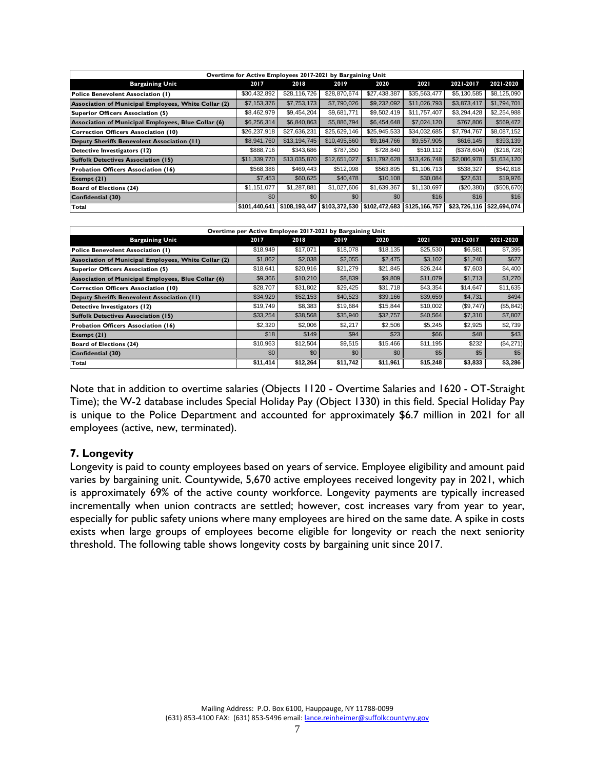| Overtime for Active Employees 2017-2021 by Bargaining Unit | | | | | | | |
|---|---|---|---|---|---|---|---|
| **Bargaining Unit** | **2017** | **2018** | **2019** | **2020** | **2021** | **2021-2017** | **2021-2020** |
| Police Benevolent Association (1) | $30,432,892 | $28,116,726 | $28,870,674 | $27,438,387 | $35,563,477 | $5,130,585 | $8,125,090 |
| Association of Municipal Employees, White Collar (2) | $7,153,376 | $7,753,173 | $7,790,026 | $9,232,092 | $11,026,793 | $3,873,417 | $1,794,701 |
| Superior Officers Association (5) | $8,462,979 | $9,454,204 | $9,681,771 | $9,502,419 | $11,757,407 | $3,294,428 | $2,254,988 |
| Association of Municipal Employees, Blue Collar (6) | $6,256,314 | $6,840,863 | $5,886,794 | $6,454,648 | $7,024,120 | $767,806 | $569,472 |
| Correction Officers Association (10) | $26,237,918 | $27,636,231 | $25,629,146 | $25,945,533 | $34,032,685 | $7,794,767 | $8,087,152 |
| Deputy Sheriffs Benevolent Association (11) | $8,941,760 | $13,194,745 | $10,495,560 | $9,164,766 | $9,557,905 | $616,145 | $393,139 |
| Detective Investigators (12) | $888,716 | $343,686 | $787,350 | $728,840 | $510,112 | ($378,604) | ($218,728) |
| Suffolk Detectives Association (15) | $11,339,770 | $13,035,870 | $12,651,027 | $11,792,628 | $13,426,748 | $2,086,978 | $1,634,120 |
| Probation Officers Association (16) | $568,386 | $469,443 | $512,098 | $563,895 | $1,106,713 | $538,327 | $542,818 |
| Exempt (21) | $7,453 | $60,625 | $40,478 | $10,108 | $30,084 | $22,631 | $19,976 |
| Board of Elections (24) | $1,151,077 | $1,287,881 | $1,027,606 | $1,639,367 | $1,130,697 | ($20,380) | ($508,670) |
| Confidential (30) | $0 | $0 | $0 | $0 | $16 | $16 | $16 |
| **Total** | **$101,440,641** | **$108,193,447** | **$103,372,530** | **$102,472,683** | **$125,166,757** | **$23,726,116** | **$22,694,074** |

| Overtime per Active Employee 2017-2021 by Bargaining Unit | | | | | | | |
|---|---|---|---|---|---|---|---|
| **Bargaining Unit** | **2017** | **2018** | **2019** | **2020** | **2021** | **2021-2017** | **2021-2020** |
| Police Benevolent Association (1) | $18,949 | $17,071 | $18,078 | $18,135 | $25,530 | $6,581 | $7,395 |
| Association of Municipal Employees, White Collar (2) | $1,862 | $2,038 | $2,055 | $2,475 | $3,102 | $1,240 | $627 |
| Superior Officers Association (5) | $18,641 | $20,916 | $21,279 | $21,845 | $26,244 | $7,603 | $4,400 |
| Association of Municipal Employees, Blue Collar (6) | $9,366 | $10,210 | $8,839 | $9,809 | $11,079 | $1,713 | $1,270 |
| Correction Officers Association (10) | $28,707 | $31,802 | $29,425 | $31,718 | $43,354 | $14,647 | $11,635 |
| Deputy Sheriffs Benevolent Association (11) | $34,929 | $52,153 | $40,523 | $39,166 | $39,659 | $4,731 | $494 |
| Detective Investigators (12) | $19,749 | $8,383 | $19,684 | $15,844 | $10,002 | ($9,747) | ($5,842) |
| Suffolk Detectives Association (15) | $33,254 | $38,568 | $35,940 | $32,757 | $40,564 | $7,310 | $7,807 |
| Probation Officers Association (16) | $2,320 | $2,006 | $2,217 | $2,506 | $5,245 | $2,925 | $2,739 |
| Exempt (21) | $18 | $149 | $94 | $23 | $66 | $48 | $43 |
| Board of Elections (24) | $10,963 | $12,504 | $9,515 | $15,466 | $11,195 | $232 | ($4,271) |
| Confidential (30) | $0 | $0 | $0 | $0 | $5 | $5 | $5 |
| **Total** | **$11,414** | **$12,264** | **$11,742** | **$11,961** | **$15,248** | **$3,833** | **$3,286** |

Note that in addition to overtime salaries (Objects 1120 - Overtime Salaries and 1620 - OT-Straight Time); the W-2 database includes Special Holiday Pay (Object 1330) in this field. Special Holiday Pay is unique to the Police Department and accounted for approximately $6.7 million in 2021 for all employees (active, new, terminated).

### 7. Longevity

Longevity is paid to county employees based on years of service. Employee eligibility and amount paid varies by bargaining unit. Countywide, 5,670 active employees received longevity pay in 2021, which is approximately 69% of the active county workforce. Longevity payments are typically increased incrementally when union contracts are settled; however, cost increases vary from year to year, especially for public safety unions where many employees are hired on the same date. A spike in costs exists when large groups of employees become eligible for longevity or reach the next seniority threshold. The following table shows longevity costs by bargaining unit since 2017.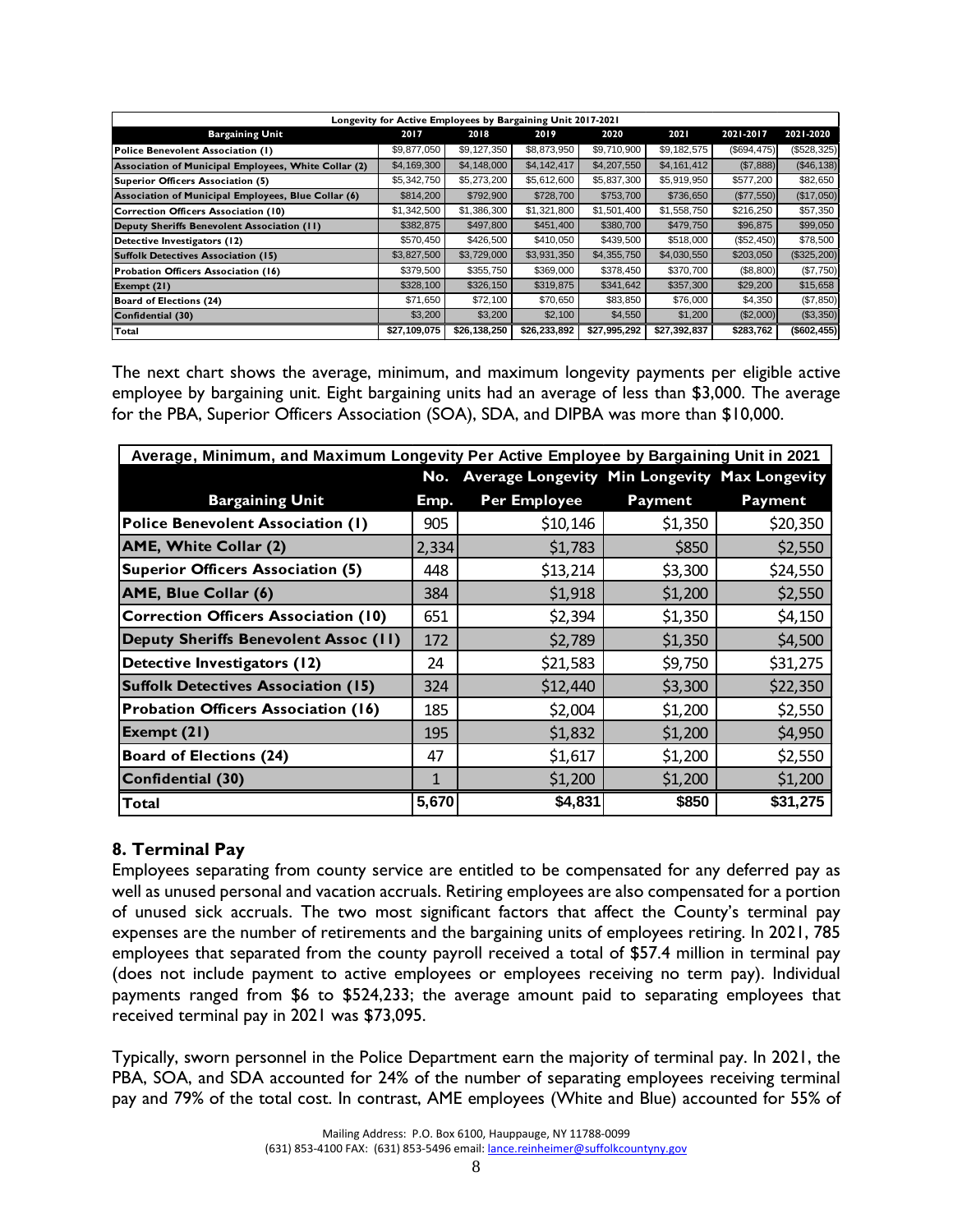| Longevity for Active Employees by Bargaining Unit 2017-2021 | | | | | | | |
|---|---|---|---|---|---|---|---|
| **Bargaining Unit** | **2017** | **2018** | **2019** | **2020** | **2021** | **2021-2017** | **2021-2020** |
| Police Benevolent Association (1) | $9,877,050 | $9,127,350 | $8,873,950 | $9,710,900 | $9,182,575 | ($694,475) | ($528,325) |
| Association of Municipal Employees, White Collar (2) | $4,169,300 | $4,148,000 | $4,142,417 | $4,207,550 | $4,161,412 | ($7,888) | ($46,138) |
| Superior Officers Association (5) | $5,342,750 | $5,273,200 | $5,612,600 | $5,837,300 | $5,919,950 | $577,200 | $82,650 |
| Association of Municipal Employees, Blue Collar (6) | $814,200 | $792,900 | $728,700 | $753,700 | $736,650 | ($77,550) | ($17,050) |
| Correction Officers Association (10) | $1,342,500 | $1,386,300 | $1,321,800 | $1,501,400 | $1,558,750 | $216,250 | $57,350 |
| Deputy Sheriffs Benevolent Association (11) | $382,875 | $497,800 | $451,400 | $380,700 | $479,750 | $96,875 | $99,050 |
| Detective Investigators (12) | $570,450 | $426,500 | $410,050 | $439,500 | $518,000 | ($52,450) | $78,500 |
| Suffolk Detectives Association (15) | $3,827,500 | $3,729,000 | $3,931,350 | $4,355,750 | $4,030,550 | $203,050 | ($325,200) |
| Probation Officers Association (16) | $379,500 | $355,750 | $369,000 | $378,450 | $370,700 | ($8,800) | ($7,750) |
| Exempt (21) | $328,100 | $326,150 | $319,875 | $341,642 | $357,300 | $29,200 | $15,658 |
| Board of Elections (24) | $71,650 | $72,100 | $70,650 | $83,850 | $76,000 | $4,350 | ($7,850) |
| Confidential (30) | $3,200 | $3,200 | $2,100 | $4,550 | $1,200 | ($2,000) | ($3,350) |
| **Total** | **$27,109,075** | **$26,138,250** | **$26,233,892** | **$27,995,292** | **$27,392,837** | **$283,762** | **($602,455)** |

The next chart shows the average, minimum, and maximum longevity payments per eligible active employee by bargaining unit. Eight bargaining units had an average of less than $3,000. The average for the PBA, Superior Officers Association (SOA), SDA, and DIPBA was more than $10,000.

| Average, Minimum, and Maximum Longevity Per Active Employee by Bargaining Unit in 2021 | | | | |
|---|---|---|---|---|
| **Bargaining Unit** | **No. Emp.** | **Average Longevity Per Employee** | **Min Longevity Payment** | **Max Longevity Payment** |
| Police Benevolent Association (1) | 905 | $10,146 | $1,350 | $20,350 |
| AME, White Collar (2) | 2,334 | $1,783 | $850 | $2,550 |
| Superior Officers Association (5) | 448 | $13,214 | $3,300 | $24,550 |
| AME, Blue Collar (6) | 384 | $1,918 | $1,200 | $2,550 |
| Correction Officers Association (10) | 651 | $2,394 | $1,350 | $4,150 |
| Deputy Sheriffs Benevolent Assoc (11) | 172 | $2,789 | $1,350 | $4,500 |
| Detective Investigators (12) | 24 | $21,583 | $9,750 | $31,275 |
| Suffolk Detectives Association (15) | 324 | $12,440 | $3,300 | $22,350 |
| Probation Officers Association (16) | 185 | $2,004 | $1,200 | $2,550 |
| Exempt (21) | 195 | $1,832 | $1,200 | $4,950 |
| Board of Elections (24) | 47 | $1,617 | $1,200 | $2,550 |
| Confidential (30) | 1 | $1,200 | $1,200 | $1,200 |
| **Total** | **5,670** | **$4,831** | **$850** | **$31,275** |

### 8. Terminal Pay

Employees separating from county service are entitled to be compensated for any deferred pay as well as unused personal and vacation accruals. Retiring employees are also compensated for a portion of unused sick accruals. The two most significant factors that affect the County's terminal pay expenses are the number of retirements and the bargaining units of employees retiring. In 2021, 785 employees that separated from the county payroll received a total of $57.4 million in terminal pay (does not include payment to active employees or employees receiving no term pay). Individual payments ranged from $6 to $524,233; the average amount paid to separating employees that received terminal pay in 2021 was $73,095.

Typically, sworn personnel in the Police Department earn the majority of terminal pay. In 2021, the PBA, SOA, and SDA accounted for 24% of the number of separating employees receiving terminal pay and 79% of the total cost. In contrast, AME employees (White and Blue) accounted for 55% of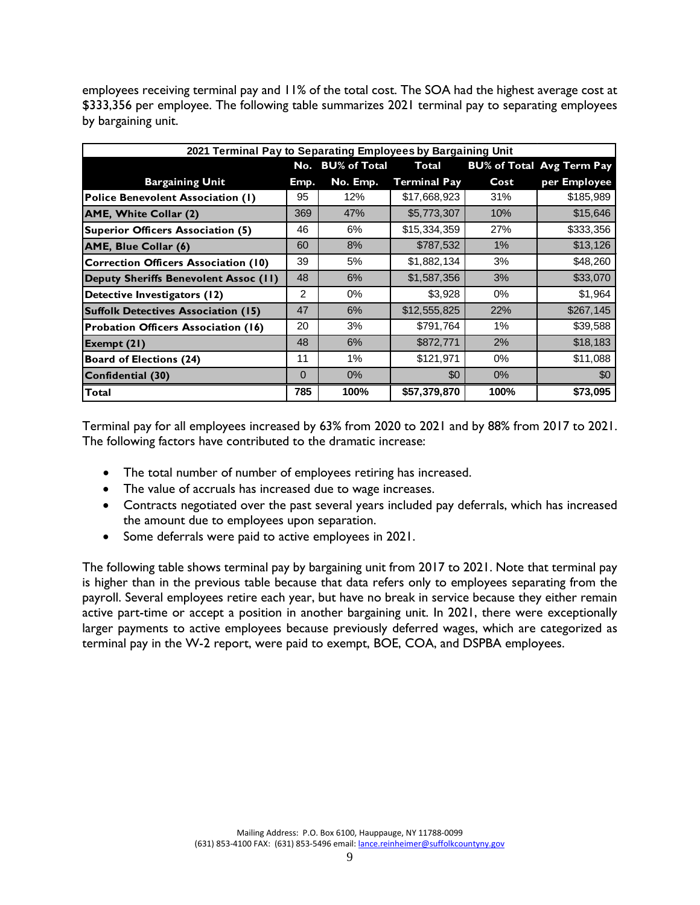employees receiving terminal pay and 11% of the total cost. The SOA had the highest average cost at $333,356 per employee. The following table summarizes 2021 terminal pay to separating employees by bargaining unit.

| 2021 Terminal Pay to Separating Employees by Bargaining Unit | | | | | |
|---|---|---|---|---|---|
| **Bargaining Unit** | **No. Emp.** | **BU% of Total No. Emp.** | **Total Terminal Pay** | **BU% of Total Cost** | **Avg Term Pay per Employee** |
| **Police Benevolent Association (1)** | 95 | 12% | $17,668,923 | 31% | $185,989 |
| **AME, White Collar (2)** | 369 | 47% | $5,773,307 | 10% | $15,646 |
| **Superior Officers Association (5)** | 46 | 6% | $15,334,359 | 27% | $333,356 |
| **AME, Blue Collar (6)** | 60 | 8% | $787,532 | 1% | $13,126 |
| **Correction Officers Association (10)** | 39 | 5% | $1,882,134 | 3% | $48,260 |
| **Deputy Sheriffs Benevolent Assoc (11)** | 48 | 6% | $1,587,356 | 3% | $33,070 |
| **Detective Investigators (12)** | 2 | 0% | $3,928 | 0% | $1,964 |
| **Suffolk Detectives Association (15)** | 47 | 6% | $12,555,825 | 22% | $267,145 |
| **Probation Officers Association (16)** | 20 | 3% | $791,764 | 1% | $39,588 |
| **Exempt (21)** | 48 | 6% | $872,771 | 2% | $18,183 |
| **Board of Elections (24)** | 11 | 1% | $121,971 | 0% | $11,088 |
| **Confidential (30)** | 0 | 0% | $0 | 0% | $0 |
| **Total** | **785** | **100%** | **$57,379,870** | **100%** | **$73,095** |

Terminal pay for all employees increased by 63% from 2020 to 2021 and by 88% from 2017 to 2021. The following factors have contributed to the dramatic increase:

- The total number of number of employees retiring has increased.
- The value of accruals has increased due to wage increases.
- Contracts negotiated over the past several years included pay deferrals, which has increased the amount due to employees upon separation.
- Some deferrals were paid to active employees in 2021.

The following table shows terminal pay by bargaining unit from 2017 to 2021. Note that terminal pay is higher than in the previous table because that data refers only to employees separating from the payroll. Several employees retire each year, but have no break in service because they either remain active part-time or accept a position in another bargaining unit. In 2021, there were exceptionally larger payments to active employees because previously deferred wages, which are categorized as terminal pay in the W-2 report, were paid to exempt, BOE, COA, and DSPBA employees.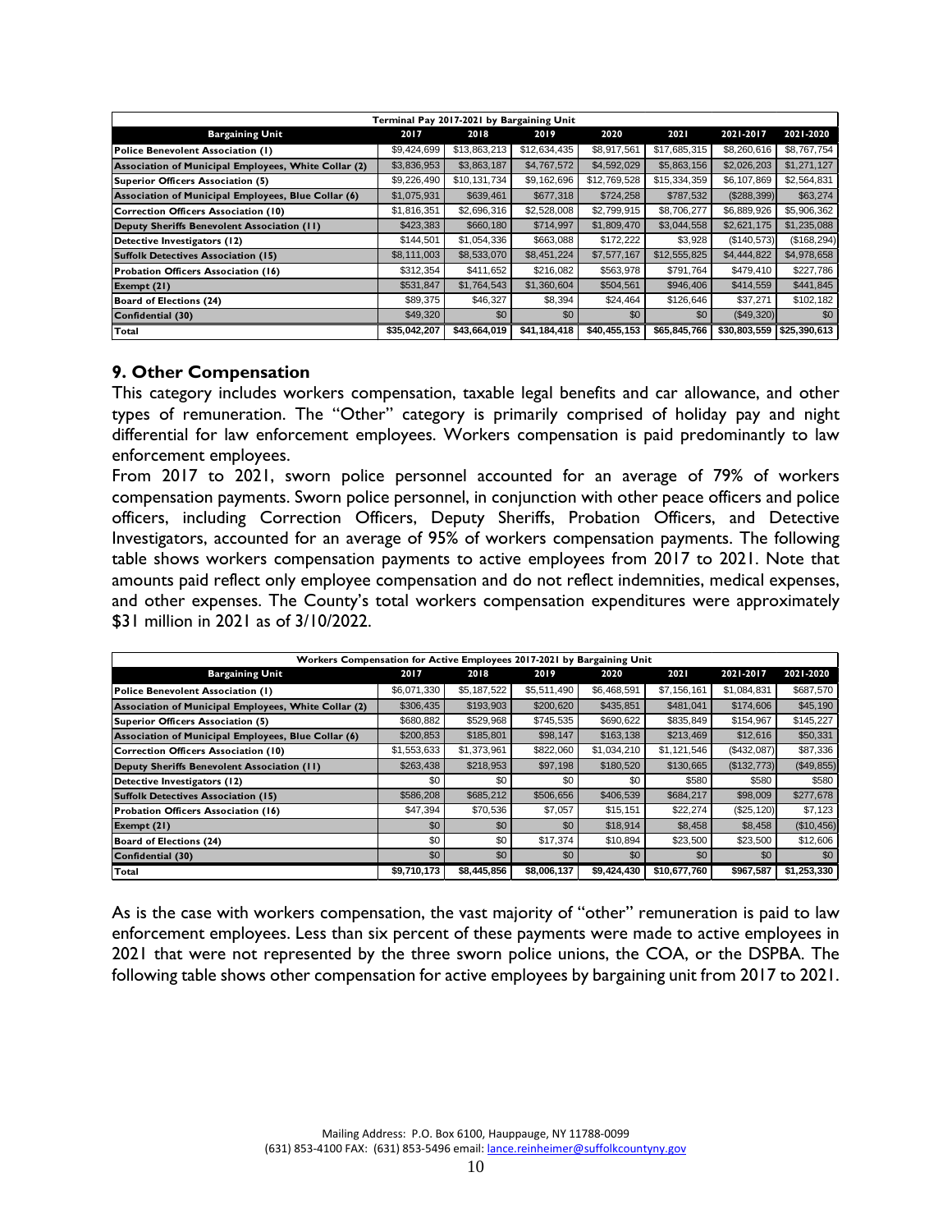| Terminal Pay 2017-2021 by Bargaining Unit | | | | | | | |
|---|---|---|---|---|---|---|---|
| **Bargaining Unit** | **2017** | **2018** | **2019** | **2020** | **2021** | **2021-2017** | **2021-2020** |
| Police Benevolent Association (1) | $9,424,699 | $13,863,213 | $12,634,435 | $8,917,561 | $17,685,315 | $8,260,616 | $8,767,754 |
| Association of Municipal Employees, White Collar (2) | $3,836,953 | $3,863,187 | $4,767,572 | $4,592,029 | $5,863,156 | $2,026,203 | $1,271,127 |
| Superior Officers Association (5) | $9,226,490 | $10,131,734 | $9,162,696 | $12,769,528 | $15,334,359 | $6,107,869 | $2,564,831 |
| Association of Municipal Employees, Blue Collar (6) | $1,075,931 | $639,461 | $677,318 | $724,258 | $787,532 | ($288,399) | $63,274 |
| Correction Officers Association (10) | $1,816,351 | $2,696,316 | $2,528,008 | $2,799,915 | $8,706,277 | $6,889,926 | $5,906,362 |
| Deputy Sheriffs Benevolent Association (11) | $423,383 | $660,180 | $714,997 | $1,809,470 | $3,044,558 | $2,621,175 | $1,235,088 |
| Detective Investigators (12) | $144,501 | $1,054,336 | $663,088 | $172,222 | $3,928 | ($140,573) | ($168,294) |
| Suffolk Detectives Association (15) | $8,111,003 | $8,533,070 | $8,451,224 | $7,577,167 | $12,555,825 | $4,444,822 | $4,978,658 |
| Probation Officers Association (16) | $312,354 | $411,652 | $216,082 | $563,978 | $791,764 | $479,410 | $227,786 |
| Exempt (21) | $531,847 | $1,764,543 | $1,360,604 | $504,561 | $946,406 | $414,559 | $441,845 |
| Board of Elections (24) | $89,375 | $46,327 | $8,394 | $24,464 | $126,646 | $37,271 | $102,182 |
| Confidential (30) | $49,320 | $0 | $0 | $0 | $0 | ($49,320) | $0 |
| **Total** | **$35,042,207** | **$43,664,019** | **$41,184,418** | **$40,455,153** | **$65,845,766** | **$30,803,559** | **$25,390,613** |

## 9. Other Compensation

This category includes workers compensation, taxable legal benefits and car allowance, and other types of remuneration. The "Other" category is primarily comprised of holiday pay and night differential for law enforcement employees. Workers compensation is paid predominantly to law enforcement employees.

From 2017 to 2021, sworn police personnel accounted for an average of 79% of workers compensation payments. Sworn police personnel, in conjunction with other peace officers and police officers, including Correction Officers, Deputy Sheriffs, Probation Officers, and Detective Investigators, accounted for an average of 95% of workers compensation payments. The following table shows workers compensation payments to active employees from 2017 to 2021. Note that amounts paid reflect only employee compensation and do not reflect indemnities, medical expenses, and other expenses. The County's total workers compensation expenditures were approximately $31 million in 2021 as of 3/10/2022.

| Workers Compensation for Active Employees 2017-2021 by Bargaining Unit | | | | | | | |
|---|---|---|---|---|---|---|---|
| **Bargaining Unit** | **2017** | **2018** | **2019** | **2020** | **2021** | **2021-2017** | **2021-2020** |
| Police Benevolent Association (1) | $6,071,330 | $5,187,522 | $5,511,490 | $6,468,591 | $7,156,161 | $1,084,831 | $687,570 |
| Association of Municipal Employees, White Collar (2) | $306,435 | $193,903 | $200,620 | $435,851 | $481,041 | $174,606 | $45,190 |
| Superior Officers Association (5) | $680,882 | $529,968 | $745,535 | $690,622 | $835,849 | $154,967 | $145,227 |
| Association of Municipal Employees, Blue Collar (6) | $200,853 | $185,801 | $98,147 | $163,138 | $213,469 | $12,616 | $50,331 |
| Correction Officers Association (10) | $1,553,633 | $1,373,961 | $822,060 | $1,034,210 | $1,121,546 | ($432,087) | $87,336 |
| Deputy Sheriffs Benevolent Association (11) | $263,438 | $218,953 | $97,198 | $180,520 | $130,665 | ($132,773) | ($49,855) |
| Detective Investigators (12) | $0 | $0 | $0 | $0 | $580 | $580 | $580 |
| Suffolk Detectives Association (15) | $586,208 | $685,212 | $506,656 | $406,539 | $684,217 | $98,009 | $277,678 |
| Probation Officers Association (16) | $47,394 | $70,536 | $7,057 | $15,151 | $22,274 | ($25,120) | $7,123 |
| Exempt (21) | $0 | $0 | $0 | $18,914 | $8,458 | $8,458 | ($10,456) |
| Board of Elections (24) | $0 | $0 | $17,374 | $10,894 | $23,500 | $23,500 | $12,606 |
| Confidential (30) | $0 | $0 | $0 | $0 | $0 | $0 | $0 |
| **Total** | **$9,710,173** | **$8,445,856** | **$8,006,137** | **$9,424,430** | **$10,677,760** | **$967,587** | **$1,253,330** |

As is the case with workers compensation, the vast majority of "other" remuneration is paid to law enforcement employees. Less than six percent of these payments were made to active employees in 2021 that were not represented by the three sworn police unions, the COA, or the DSPBA. The following table shows other compensation for active employees by bargaining unit from 2017 to 2021.

Mailing Address: P.O. Box 6100, Hauppauge, NY 11788-0099
(631) 853-4100 FAX: (631) 853-5496 email: lance.reinheimer@suffolkcountyny.gov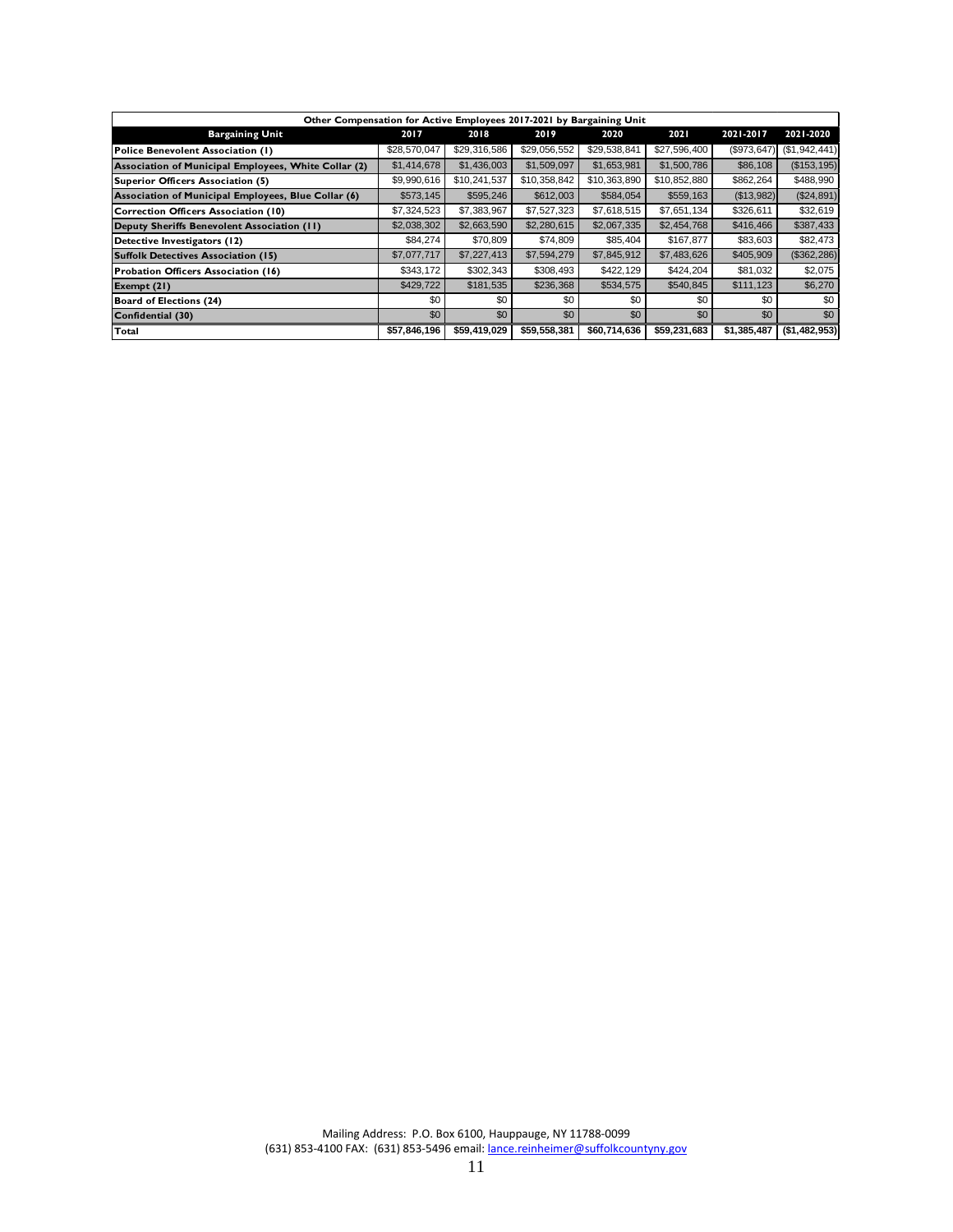| Other Compensation for Active Employees 2017-2021 by Bargaining Unit | | | | | | | |
|---|---|---|---|---|---|---|---|
| **Bargaining Unit** | **2017** | **2018** | **2019** | **2020** | **2021** | **2021-2017** | **2021-2020** |
| **Police Benevolent Association (1)** | $28,570,047 | $29,316,586 | $29,056,552 | $29,538,841 | $27,596,400 | ($973,647) | ($1,942,441) |
| **Association of Municipal Employees, White Collar (2)** | $1,414,678 | $1,436,003 | $1,509,097 | $1,653,981 | $1,500,786 | $86,108 | ($153,195) |
| **Superior Officers Association (5)** | $9,990,616 | $10,241,537 | $10,358,842 | $10,363,890 | $10,852,880 | $862,264 | $488,990 |
| **Association of Municipal Employees, Blue Collar (6)** | $573,145 | $595,246 | $612,003 | $584,054 | $559,163 | ($13,982) | ($24,891) |
| **Correction Officers Association (10)** | $7,324,523 | $7,383,967 | $7,527,323 | $7,618,515 | $7,651,134 | $326,611 | $32,619 |
| **Deputy Sheriffs Benevolent Association (11)** | $2,038,302 | $2,663,590 | $2,280,615 | $2,067,335 | $2,454,768 | $416,466 | $387,433 |
| **Detective Investigators (12)** | $84,274 | $70,809 | $74,809 | $85,404 | $167,877 | $83,603 | $82,473 |
| **Suffolk Detectives Association (15)** | $7,077,717 | $7,227,413 | $7,594,279 | $7,845,912 | $7,483,626 | $405,909 | ($362,286) |
| **Probation Officers Association (16)** | $343,172 | $302,343 | $308,493 | $422,129 | $424,204 | $81,032 | $2,075 |
| **Exempt (21)** | $429,722 | $181,535 | $236,368 | $534,575 | $540,845 | $111,123 | $6,270 |
| **Board of Elections (24)** | $0 | $0 | $0 | $0 | $0 | $0 | $0 |
| **Confidential (30)** | $0 | $0 | $0 | $0 | $0 | $0 | $0 |
| **Total** | **$57,846,196** | **$59,419,029** | **$59,558,381** | **$60,714,636** | **$59,231,683** | **$1,385,487** | **($1,482,953)** |

Mailing Address: P.O. Box 6100, Hauppauge, NY 11788-0099
(631) 853-4100 FAX: (631) 853-5496 email: lance.reinheimer@suffolkcountyny.gov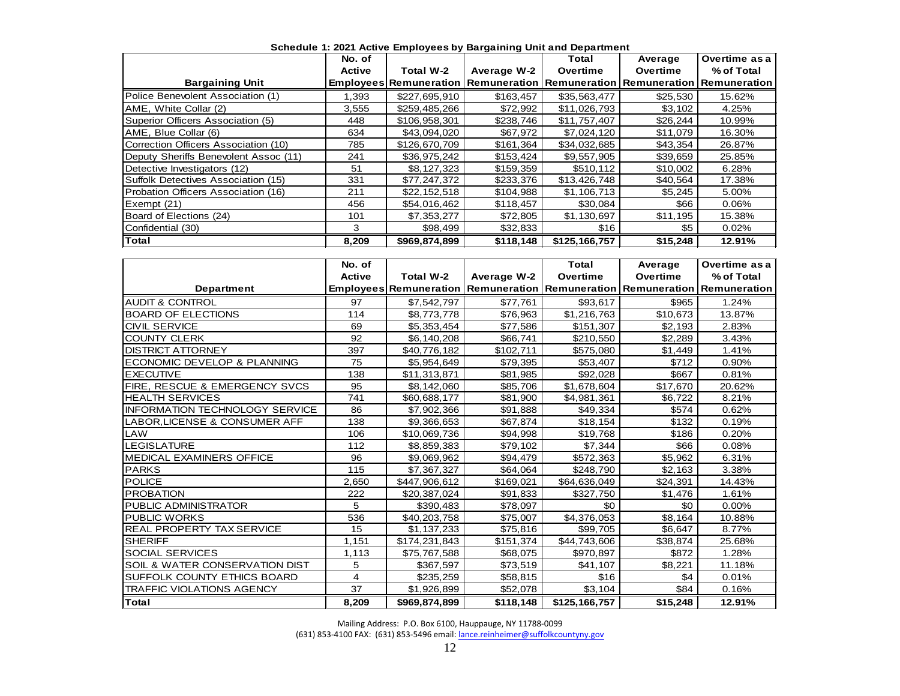**Schedule 1: 2021 Active Employees by Bargaining Unit and Department**

| Bargaining Unit | No. of Active Employees | Total W-2 Remuneration | Average W-2 Remuneration | Total Overtime Remuneration | Average Overtime Remuneration | Overtime as a % of Total Remuneration |
|---|---|---|---|---|---|---|
| Police Benevolent Association (1) | 1,393 | $227,695,910 | $163,457 | $35,563,477 | $25,530 | 15.62% |
| AME, White Collar (2) | 3,555 | $259,485,266 | $72,992 | $11,026,793 | $3,102 | 4.25% |
| Superior Officers Association (5) | 448 | $106,958,301 | $238,746 | $11,757,407 | $26,244 | 10.99% |
| AME, Blue Collar (6) | 634 | $43,094,020 | $67,972 | $7,024,120 | $11,079 | 16.30% |
| Correction Officers Association (10) | 785 | $126,670,709 | $161,364 | $34,032,685 | $43,354 | 26.87% |
| Deputy Sheriffs Benevolent Assoc (11) | 241 | $36,975,242 | $153,424 | $9,557,905 | $39,659 | 25.85% |
| Detective Investigators (12) | 51 | $8,127,323 | $159,359 | $510,112 | $10,002 | 6.28% |
| Suffolk Detectives Association (15) | 331 | $77,247,372 | $233,376 | $13,426,748 | $40,564 | 17.38% |
| Probation Officers Association (16) | 211 | $22,152,518 | $104,988 | $1,106,713 | $5,245 | 5.00% |
| Exempt (21) | 456 | $54,016,462 | $118,457 | $30,084 | $66 | 0.06% |
| Board of Elections (24) | 101 | $7,353,277 | $72,805 | $1,130,697 | $11,195 | 15.38% |
| Confidential (30) | 3 | $98,499 | $32,833 | $16 | $5 | 0.02% |
| **Total** | **8,209** | **$969,874,899** | **$118,148** | **$125,166,757** | **$15,248** | **12.91%** |

| Department | No. of Active Employees | Total W-2 Remuneration | Average W-2 Remuneration | Total Overtime Remuneration | Average Overtime Remuneration | Overtime as a % of Total Remuneration |
|---|---|---|---|---|---|---|
| AUDIT & CONTROL | 97 | $7,542,797 | $77,761 | $93,617 | $965 | 1.24% |
| BOARD OF ELECTIONS | 114 | $8,773,778 | $76,963 | $1,216,763 | $10,673 | 13.87% |
| CIVIL SERVICE | 69 | $5,353,454 | $77,586 | $151,307 | $2,193 | 2.83% |
| COUNTY CLERK | 92 | $6,140,208 | $66,741 | $210,550 | $2,289 | 3.43% |
| DISTRICT ATTORNEY | 397 | $40,776,182 | $102,711 | $575,080 | $1,449 | 1.41% |
| ECONOMIC DEVELOP & PLANNING | 75 | $5,954,649 | $79,395 | $53,407 | $712 | 0.90% |
| EXECUTIVE | 138 | $11,313,871 | $81,985 | $92,028 | $667 | 0.81% |
| FIRE, RESCUE & EMERGENCY SVCS | 95 | $8,142,060 | $85,706 | $1,678,604 | $17,670 | 20.62% |
| HEALTH SERVICES | 741 | $60,688,177 | $81,900 | $4,981,361 | $6,722 | 8.21% |
| INFORMATION TECHNOLOGY SERVICE | 86 | $7,902,366 | $91,888 | $49,334 | $574 | 0.62% |
| LABOR,LICENSE & CONSUMER AFF | 138 | $9,366,653 | $67,874 | $18,154 | $132 | 0.19% |
| LAW | 106 | $10,069,736 | $94,998 | $19,768 | $186 | 0.20% |
| LEGISLATURE | 112 | $8,859,383 | $79,102 | $7,344 | $66 | 0.08% |
| MEDICAL EXAMINERS OFFICE | 96 | $9,069,962 | $94,479 | $572,363 | $5,962 | 6.31% |
| PARKS | 115 | $7,367,327 | $64,064 | $248,790 | $2,163 | 3.38% |
| POLICE | 2,650 | $447,906,612 | $169,021 | $64,636,049 | $24,391 | 14.43% |
| PROBATION | 222 | $20,387,024 | $91,833 | $327,750 | $1,476 | 1.61% |
| PUBLIC ADMINISTRATOR | 5 | $390,483 | $78,097 | $0 | $0 | 0.00% |
| PUBLIC WORKS | 536 | $40,203,758 | $75,007 | $4,376,053 | $8,164 | 10.88% |
| REAL PROPERTY TAX SERVICE | 15 | $1,137,233 | $75,816 | $99,705 | $6,647 | 8.77% |
| SHERIFF | 1,151 | $174,231,843 | $151,374 | $44,743,606 | $38,874 | 25.68% |
| SOCIAL SERVICES | 1,113 | $75,767,588 | $68,075 | $970,897 | $872 | 1.28% |
| SOIL & WATER CONSERVATION DIST | 5 | $367,597 | $73,519 | $41,107 | $8,221 | 11.18% |
| SUFFOLK COUNTY ETHICS BOARD | 4 | $235,259 | $58,815 | $16 | $4 | 0.01% |
| TRAFFIC VIOLATIONS AGENCY | 37 | $1,926,899 | $52,078 | $3,104 | $84 | 0.16% |
| **Total** | **8,209** | **$969,874,899** | **$118,148** | **$125,166,757** | **$15,248** | **12.91%** |

Mailing Address: P.O. Box 6100, Hauppauge, NY 11788-0099
(631) 853-4100 FAX: (631) 853-5496 email: lance.reinheimer@suffolkcountyny.gov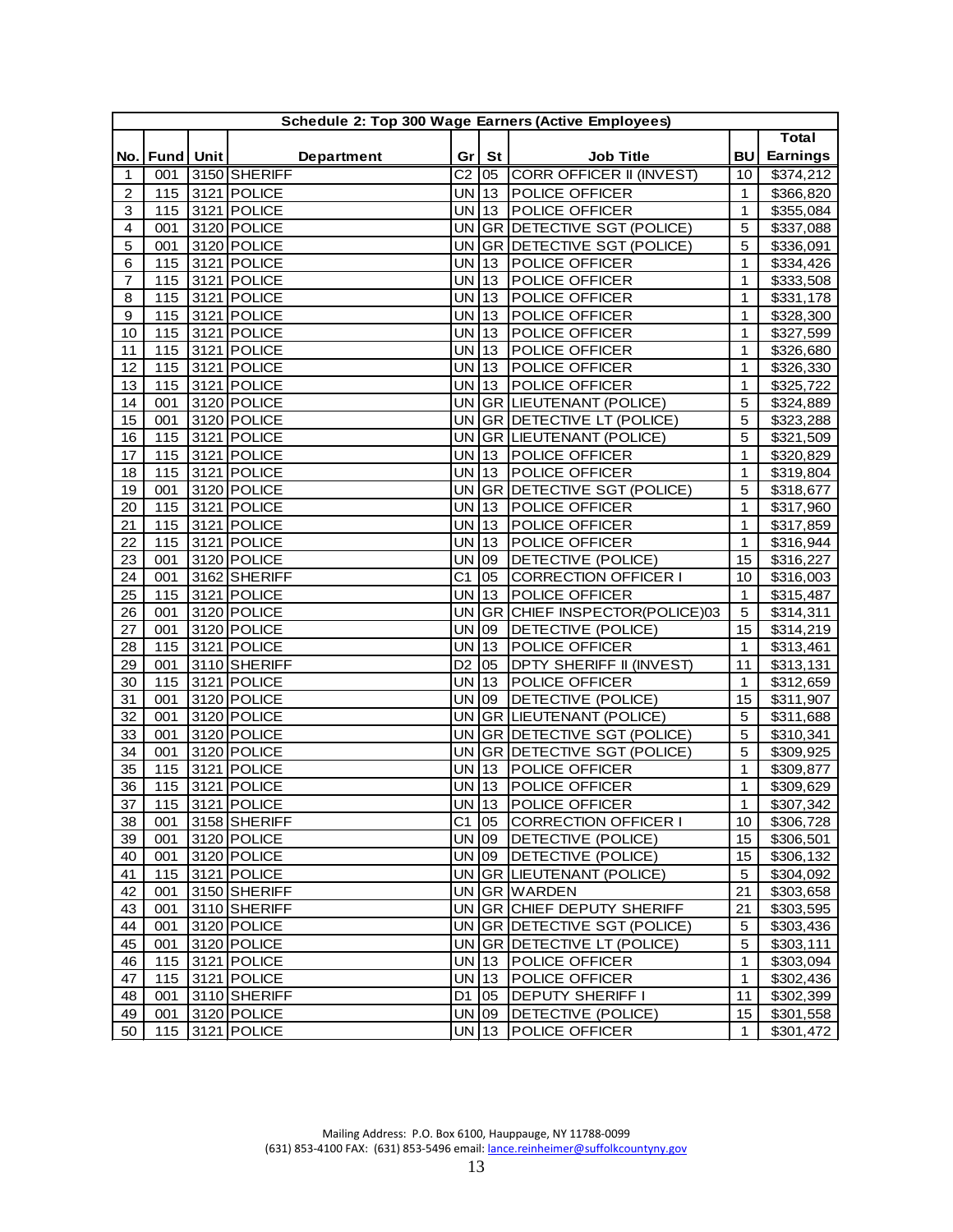| Schedule 2: Top 300 Wage Earners (Active Employees) | | | | | | | | |
|---|---|---|---|---|---|---|---|---|
| No. | Fund | Unit | Department | Gr | St | Job Title | BU | Total Earnings |
| 1 | 001 | 3150 | SHERIFF | C2 | 05 | CORR OFFICER II (INVEST) | 10 | $374,212 |
| 2 | 115 | 3121 | POLICE | UN | 13 | POLICE OFFICER | 1 | $366,820 |
| 3 | 115 | 3121 | POLICE | UN | 13 | POLICE OFFICER | 1 | $355,084 |
| 4 | 001 | 3120 | POLICE | UN | GR | DETECTIVE SGT (POLICE) | 5 | $337,088 |
| 5 | 001 | 3120 | POLICE | UN | GR | DETECTIVE SGT (POLICE) | 5 | $336,091 |
| 6 | 115 | 3121 | POLICE | UN | 13 | POLICE OFFICER | 1 | $334,426 |
| 7 | 115 | 3121 | POLICE | UN | 13 | POLICE OFFICER | 1 | $333,508 |
| 8 | 115 | 3121 | POLICE | UN | 13 | POLICE OFFICER | 1 | $331,178 |
| 9 | 115 | 3121 | POLICE | UN | 13 | POLICE OFFICER | 1 | $328,300 |
| 10 | 115 | 3121 | POLICE | UN | 13 | POLICE OFFICER | 1 | $327,599 |
| 11 | 115 | 3121 | POLICE | UN | 13 | POLICE OFFICER | 1 | $326,680 |
| 12 | 115 | 3121 | POLICE | UN | 13 | POLICE OFFICER | 1 | $326,330 |
| 13 | 115 | 3121 | POLICE | UN | 13 | POLICE OFFICER | 1 | $325,722 |
| 14 | 001 | 3120 | POLICE | UN | GR | LIEUTENANT (POLICE) | 5 | $324,889 |
| 15 | 001 | 3120 | POLICE | UN | GR | DETECTIVE LT (POLICE) | 5 | $323,288 |
| 16 | 115 | 3121 | POLICE | UN | GR | LIEUTENANT (POLICE) | 5 | $321,509 |
| 17 | 115 | 3121 | POLICE | UN | 13 | POLICE OFFICER | 1 | $320,829 |
| 18 | 115 | 3121 | POLICE | UN | 13 | POLICE OFFICER | 1 | $319,804 |
| 19 | 001 | 3120 | POLICE | UN | GR | DETECTIVE SGT (POLICE) | 5 | $318,677 |
| 20 | 115 | 3121 | POLICE | UN | 13 | POLICE OFFICER | 1 | $317,960 |
| 21 | 115 | 3121 | POLICE | UN | 13 | POLICE OFFICER | 1 | $317,859 |
| 22 | 115 | 3121 | POLICE | UN | 13 | POLICE OFFICER | 1 | $316,944 |
| 23 | 001 | 3120 | POLICE | UN | 09 | DETECTIVE (POLICE) | 15 | $316,227 |
| 24 | 001 | 3162 | SHERIFF | C1 | 05 | CORRECTION OFFICER I | 10 | $316,003 |
| 25 | 115 | 3121 | POLICE | UN | 13 | POLICE OFFICER | 1 | $315,487 |
| 26 | 001 | 3120 | POLICE | UN | GR | CHIEF INSPECTOR(POLICE)03 | 5 | $314,311 |
| 27 | 001 | 3120 | POLICE | UN | 09 | DETECTIVE (POLICE) | 15 | $314,219 |
| 28 | 115 | 3121 | POLICE | UN | 13 | POLICE OFFICER | 1 | $313,461 |
| 29 | 001 | 3110 | SHERIFF | D2 | 05 | DPTY SHERIFF II (INVEST) | 11 | $313,131 |
| 30 | 115 | 3121 | POLICE | UN | 13 | POLICE OFFICER | 1 | $312,659 |
| 31 | 001 | 3120 | POLICE | UN | 09 | DETECTIVE (POLICE) | 15 | $311,907 |
| 32 | 001 | 3120 | POLICE | UN | GR | LIEUTENANT (POLICE) | 5 | $311,688 |
| 33 | 001 | 3120 | POLICE | UN | GR | DETECTIVE SGT (POLICE) | 5 | $310,341 |
| 34 | 001 | 3120 | POLICE | UN | GR | DETECTIVE SGT (POLICE) | 5 | $309,925 |
| 35 | 115 | 3121 | POLICE | UN | 13 | POLICE OFFICER | 1 | $309,877 |
| 36 | 115 | 3121 | POLICE | UN | 13 | POLICE OFFICER | 1 | $309,629 |
| 37 | 115 | 3121 | POLICE | UN | 13 | POLICE OFFICER | 1 | $307,342 |
| 38 | 001 | 3158 | SHERIFF | C1 | 05 | CORRECTION OFFICER I | 10 | $306,728 |
| 39 | 001 | 3120 | POLICE | UN | 09 | DETECTIVE (POLICE) | 15 | $306,501 |
| 40 | 001 | 3120 | POLICE | UN | 09 | DETECTIVE (POLICE) | 15 | $306,132 |
| 41 | 115 | 3121 | POLICE | UN | GR | LIEUTENANT (POLICE) | 5 | $304,092 |
| 42 | 001 | 3150 | SHERIFF | UN | GR | WARDEN | 21 | $303,658 |
| 43 | 001 | 3110 | SHERIFF | UN | GR | CHIEF DEPUTY SHERIFF | 21 | $303,595 |
| 44 | 001 | 3120 | POLICE | UN | GR | DETECTIVE SGT (POLICE) | 5 | $303,436 |
| 45 | 001 | 3120 | POLICE | UN | GR | DETECTIVE LT (POLICE) | 5 | $303,111 |
| 46 | 115 | 3121 | POLICE | UN | 13 | POLICE OFFICER | 1 | $303,094 |
| 47 | 115 | 3121 | POLICE | UN | 13 | POLICE OFFICER | 1 | $302,436 |
| 48 | 001 | 3110 | SHERIFF | D1 | 05 | DEPUTY SHERIFF I | 11 | $302,399 |
| 49 | 001 | 3120 | POLICE | UN | 09 | DETECTIVE (POLICE) | 15 | $301,558 |
| 50 | 115 | 3121 | POLICE | UN | 13 | POLICE OFFICER | 1 | $301,472 |

Mailing Address: P.O. Box 6100, Hauppauge, NY 11788-0099
(631) 853-4100 FAX: (631) 853-5496 email: lance.reinheimer@suffolkcountyny.gov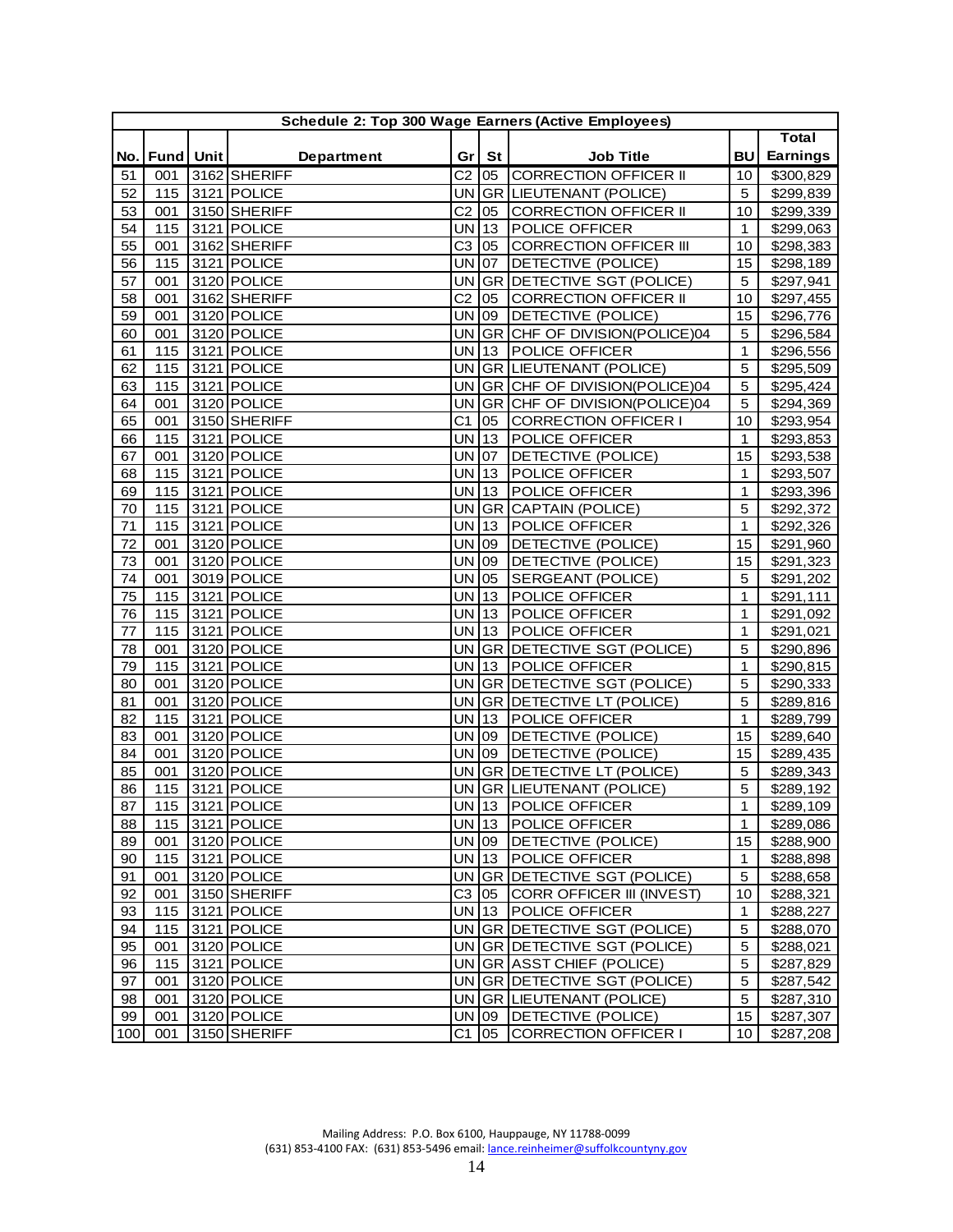| Schedule 2: Top 300 Wage Earners (Active Employees) | | | | | | | | |
|---|---|---|---|---|---|---|---|---|
| No. | Fund | Unit | Department | Gr | St | Job Title | BU | Total Earnings |
| 51 | 001 | 3162 | SHERIFF | C2 | 05 | CORRECTION OFFICER II | 10 | $300,829 |
| 52 | 115 | 3121 | POLICE | UN | GR | LIEUTENANT (POLICE) | 5 | $299,839 |
| 53 | 001 | 3150 | SHERIFF | C2 | 05 | CORRECTION OFFICER II | 10 | $299,339 |
| 54 | 115 | 3121 | POLICE | UN | 13 | POLICE OFFICER | 1 | $299,063 |
| 55 | 001 | 3162 | SHERIFF | C3 | 05 | CORRECTION OFFICER III | 10 | $298,383 |
| 56 | 115 | 3121 | POLICE | UN | 07 | DETECTIVE (POLICE) | 15 | $298,189 |
| 57 | 001 | 3120 | POLICE | UN | GR | DETECTIVE SGT (POLICE) | 5 | $297,941 |
| 58 | 001 | 3162 | SHERIFF | C2 | 05 | CORRECTION OFFICER II | 10 | $297,455 |
| 59 | 001 | 3120 | POLICE | UN | 09 | DETECTIVE (POLICE) | 15 | $296,776 |
| 60 | 001 | 3120 | POLICE | UN | GR | CHF OF DIVISION(POLICE)04 | 5 | $296,584 |
| 61 | 115 | 3121 | POLICE | UN | 13 | POLICE OFFICER | 1 | $296,556 |
| 62 | 115 | 3121 | POLICE | UN | GR | LIEUTENANT (POLICE) | 5 | $295,509 |
| 63 | 115 | 3121 | POLICE | UN | GR | CHF OF DIVISION(POLICE)04 | 5 | $295,424 |
| 64 | 001 | 3120 | POLICE | UN | GR | CHF OF DIVISION(POLICE)04 | 5 | $294,369 |
| 65 | 001 | 3150 | SHERIFF | C1 | 05 | CORRECTION OFFICER I | 10 | $293,954 |
| 66 | 115 | 3121 | POLICE | UN | 13 | POLICE OFFICER | 1 | $293,853 |
| 67 | 001 | 3120 | POLICE | UN | 07 | DETECTIVE (POLICE) | 15 | $293,538 |
| 68 | 115 | 3121 | POLICE | UN | 13 | POLICE OFFICER | 1 | $293,507 |
| 69 | 115 | 3121 | POLICE | UN | 13 | POLICE OFFICER | 1 | $293,396 |
| 70 | 115 | 3121 | POLICE | UN | GR | CAPTAIN (POLICE) | 5 | $292,372 |
| 71 | 115 | 3121 | POLICE | UN | 13 | POLICE OFFICER | 1 | $292,326 |
| 72 | 001 | 3120 | POLICE | UN | 09 | DETECTIVE (POLICE) | 15 | $291,960 |
| 73 | 001 | 3120 | POLICE | UN | 09 | DETECTIVE (POLICE) | 15 | $291,323 |
| 74 | 001 | 3019 | POLICE | UN | 05 | SERGEANT (POLICE) | 5 | $291,202 |
| 75 | 115 | 3121 | POLICE | UN | 13 | POLICE OFFICER | 1 | $291,111 |
| 76 | 115 | 3121 | POLICE | UN | 13 | POLICE OFFICER | 1 | $291,092 |
| 77 | 115 | 3121 | POLICE | UN | 13 | POLICE OFFICER | 1 | $291,021 |
| 78 | 001 | 3120 | POLICE | UN | GR | DETECTIVE SGT (POLICE) | 5 | $290,896 |
| 79 | 115 | 3121 | POLICE | UN | 13 | POLICE OFFICER | 1 | $290,815 |
| 80 | 001 | 3120 | POLICE | UN | GR | DETECTIVE SGT (POLICE) | 5 | $290,333 |
| 81 | 001 | 3120 | POLICE | UN | GR | DETECTIVE LT (POLICE) | 5 | $289,816 |
| 82 | 115 | 3121 | POLICE | UN | 13 | POLICE OFFICER | 1 | $289,799 |
| 83 | 001 | 3120 | POLICE | UN | 09 | DETECTIVE (POLICE) | 15 | $289,640 |
| 84 | 001 | 3120 | POLICE | UN | 09 | DETECTIVE (POLICE) | 15 | $289,435 |
| 85 | 001 | 3120 | POLICE | UN | GR | DETECTIVE LT (POLICE) | 5 | $289,343 |
| 86 | 115 | 3121 | POLICE | UN | GR | LIEUTENANT (POLICE) | 5 | $289,192 |
| 87 | 115 | 3121 | POLICE | UN | 13 | POLICE OFFICER | 1 | $289,109 |
| 88 | 115 | 3121 | POLICE | UN | 13 | POLICE OFFICER | 1 | $289,086 |
| 89 | 001 | 3120 | POLICE | UN | 09 | DETECTIVE (POLICE) | 15 | $288,900 |
| 90 | 115 | 3121 | POLICE | UN | 13 | POLICE OFFICER | 1 | $288,898 |
| 91 | 001 | 3120 | POLICE | UN | GR | DETECTIVE SGT (POLICE) | 5 | $288,658 |
| 92 | 001 | 3150 | SHERIFF | C3 | 05 | CORR OFFICER III (INVEST) | 10 | $288,321 |
| 93 | 115 | 3121 | POLICE | UN | 13 | POLICE OFFICER | 1 | $288,227 |
| 94 | 115 | 3121 | POLICE | UN | GR | DETECTIVE SGT (POLICE) | 5 | $288,070 |
| 95 | 001 | 3120 | POLICE | UN | GR | DETECTIVE SGT (POLICE) | 5 | $288,021 |
| 96 | 115 | 3121 | POLICE | UN | GR | ASST CHIEF (POLICE) | 5 | $287,829 |
| 97 | 001 | 3120 | POLICE | UN | GR | DETECTIVE SGT (POLICE) | 5 | $287,542 |
| 98 | 001 | 3120 | POLICE | UN | GR | LIEUTENANT (POLICE) | 5 | $287,310 |
| 99 | 001 | 3120 | POLICE | UN | 09 | DETECTIVE (POLICE) | 15 | $287,307 |
| 100 | 001 | 3150 | SHERIFF | C1 | 05 | CORRECTION OFFICER I | 10 | $287,208 |

Mailing Address: P.O. Box 6100, Hauppauge, NY 11788-0099
(631) 853-4100 FAX: (631) 853-5496 email: lance.reinheimer@suffolkcountyny.gov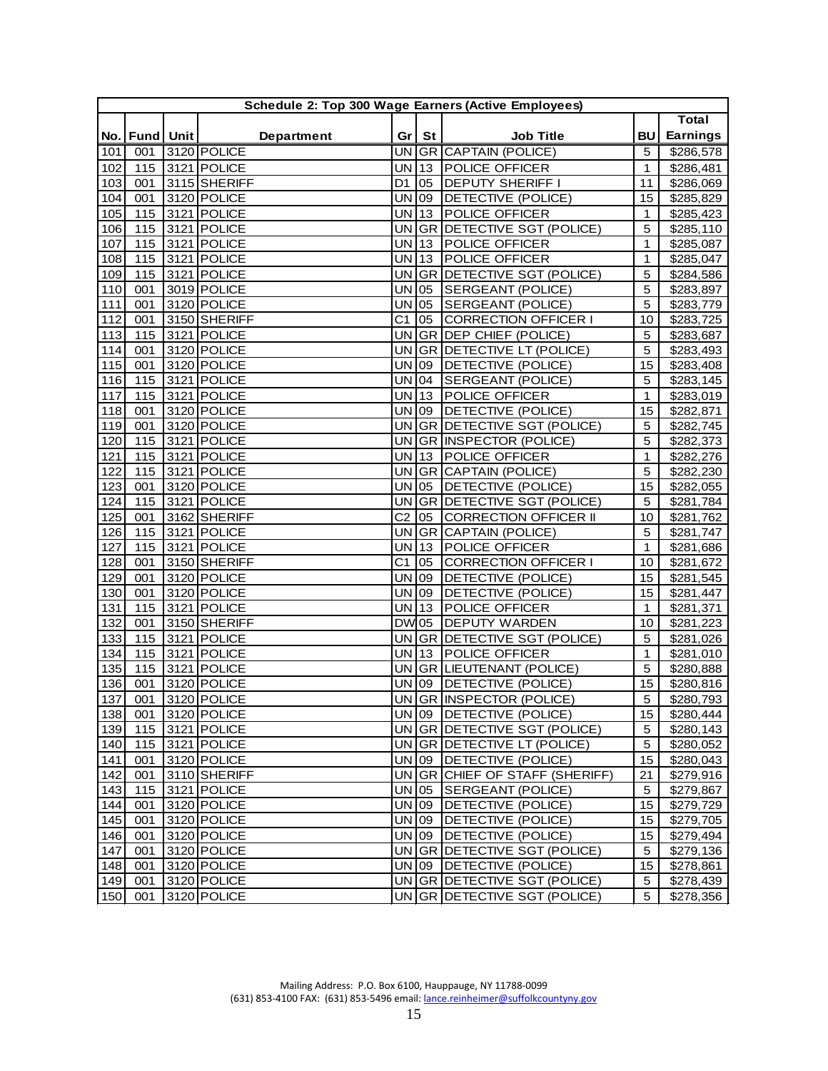| Schedule 2: Top 300 Wage Earners (Active Employees) | | | | | | | | |
|---|---|---|---|---|---|---|---|---|
| No. | Fund | Unit | Department | Gr | St | Job Title | BU | Total Earnings |
| 101 | 001 | 3120 | POLICE | UN | GR | CAPTAIN (POLICE) | 5 | $286,578 |
| 102 | 115 | 3121 | POLICE | UN | 13 | POLICE OFFICER | 1 | $286,481 |
| 103 | 001 | 3115 | SHERIFF | D1 | 05 | DEPUTY SHERIFF I | 11 | $286,069 |
| 104 | 001 | 3120 | POLICE | UN | 09 | DETECTIVE (POLICE) | 15 | $285,829 |
| 105 | 115 | 3121 | POLICE | UN | 13 | POLICE OFFICER | 1 | $285,423 |
| 106 | 115 | 3121 | POLICE | UN | GR | DETECTIVE SGT (POLICE) | 5 | $285,110 |
| 107 | 115 | 3121 | POLICE | UN | 13 | POLICE OFFICER | 1 | $285,087 |
| 108 | 115 | 3121 | POLICE | UN | 13 | POLICE OFFICER | 1 | $285,047 |
| 109 | 115 | 3121 | POLICE | UN | GR | DETECTIVE SGT (POLICE) | 5 | $284,586 |
| 110 | 001 | 3019 | POLICE | UN | 05 | SERGEANT (POLICE) | 5 | $283,897 |
| 111 | 001 | 3120 | POLICE | UN | 05 | SERGEANT (POLICE) | 5 | $283,779 |
| 112 | 001 | 3150 | SHERIFF | C1 | 05 | CORRECTION OFFICER I | 10 | $283,725 |
| 113 | 115 | 3121 | POLICE | UN | GR | DEP CHIEF (POLICE) | 5 | $283,687 |
| 114 | 001 | 3120 | POLICE | UN | GR | DETECTIVE LT (POLICE) | 5 | $283,493 |
| 115 | 001 | 3120 | POLICE | UN | 09 | DETECTIVE (POLICE) | 15 | $283,408 |
| 116 | 115 | 3121 | POLICE | UN | 04 | SERGEANT (POLICE) | 5 | $283,145 |
| 117 | 115 | 3121 | POLICE | UN | 13 | POLICE OFFICER | 1 | $283,019 |
| 118 | 001 | 3120 | POLICE | UN | 09 | DETECTIVE (POLICE) | 15 | $282,871 |
| 119 | 001 | 3120 | POLICE | UN | GR | DETECTIVE SGT (POLICE) | 5 | $282,745 |
| 120 | 115 | 3121 | POLICE | UN | GR | INSPECTOR (POLICE) | 5 | $282,373 |
| 121 | 115 | 3121 | POLICE | UN | 13 | POLICE OFFICER | 1 | $282,276 |
| 122 | 115 | 3121 | POLICE | UN | GR | CAPTAIN (POLICE) | 5 | $282,230 |
| 123 | 001 | 3120 | POLICE | UN | 05 | DETECTIVE (POLICE) | 15 | $282,055 |
| 124 | 115 | 3121 | POLICE | UN | GR | DETECTIVE SGT (POLICE) | 5 | $281,784 |
| 125 | 001 | 3162 | SHERIFF | C2 | 05 | CORRECTION OFFICER II | 10 | $281,762 |
| 126 | 115 | 3121 | POLICE | UN | GR | CAPTAIN (POLICE) | 5 | $281,747 |
| 127 | 115 | 3121 | POLICE | UN | 13 | POLICE OFFICER | 1 | $281,686 |
| 128 | 001 | 3150 | SHERIFF | C1 | 05 | CORRECTION OFFICER I | 10 | $281,672 |
| 129 | 001 | 3120 | POLICE | UN | 09 | DETECTIVE (POLICE) | 15 | $281,545 |
| 130 | 001 | 3120 | POLICE | UN | 09 | DETECTIVE (POLICE) | 15 | $281,447 |
| 131 | 115 | 3121 | POLICE | UN | 13 | POLICE OFFICER | 1 | $281,371 |
| 132 | 001 | 3150 | SHERIFF | DW | 05 | DEPUTY WARDEN | 10 | $281,223 |
| 133 | 115 | 3121 | POLICE | UN | GR | DETECTIVE SGT (POLICE) | 5 | $281,026 |
| 134 | 115 | 3121 | POLICE | UN | 13 | POLICE OFFICER | 1 | $281,010 |
| 135 | 115 | 3121 | POLICE | UN | GR | LIEUTENANT (POLICE) | 5 | $280,888 |
| 136 | 001 | 3120 | POLICE | UN | 09 | DETECTIVE (POLICE) | 15 | $280,816 |
| 137 | 001 | 3120 | POLICE | UN | GR | INSPECTOR (POLICE) | 5 | $280,793 |
| 138 | 001 | 3120 | POLICE | UN | 09 | DETECTIVE (POLICE) | 15 | $280,444 |
| 139 | 115 | 3121 | POLICE | UN | GR | DETECTIVE SGT (POLICE) | 5 | $280,143 |
| 140 | 115 | 3121 | POLICE | UN | GR | DETECTIVE LT (POLICE) | 5 | $280,052 |
| 141 | 001 | 3120 | POLICE | UN | 09 | DETECTIVE (POLICE) | 15 | $280,043 |
| 142 | 001 | 3110 | SHERIFF | UN | GR | CHIEF OF STAFF (SHERIFF) | 21 | $279,916 |
| 143 | 115 | 3121 | POLICE | UN | 05 | SERGEANT (POLICE) | 5 | $279,867 |
| 144 | 001 | 3120 | POLICE | UN | 09 | DETECTIVE (POLICE) | 15 | $279,729 |
| 145 | 001 | 3120 | POLICE | UN | 09 | DETECTIVE (POLICE) | 15 | $279,705 |
| 146 | 001 | 3120 | POLICE | UN | 09 | DETECTIVE (POLICE) | 15 | $279,494 |
| 147 | 001 | 3120 | POLICE | UN | GR | DETECTIVE SGT (POLICE) | 5 | $279,136 |
| 148 | 001 | 3120 | POLICE | UN | 09 | DETECTIVE (POLICE) | 15 | $278,861 |
| 149 | 001 | 3120 | POLICE | UN | GR | DETECTIVE SGT (POLICE) | 5 | $278,439 |
| 150 | 001 | 3120 | POLICE | UN | GR | DETECTIVE SGT (POLICE) | 5 | $278,356 |

Mailing Address: P.O. Box 6100, Hauppauge, NY 11788-0099
(631) 853-4100 FAX: (631) 853-5496 email: lance.reinheimer@suffolkcountyny.gov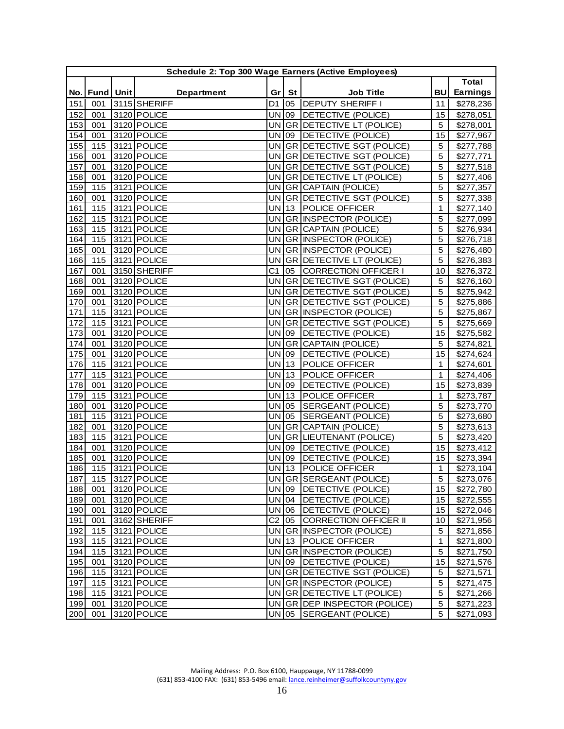**Schedule 2: Top 300 Wage Earners (Active Employees)**

| No. | Fund | Unit | Department | Gr | St | Job Title | BU | Total Earnings |
|---|---|---|---|---|---|---|---|---|
| 151 | 001 | 3115 | SHERIFF | D1 | 05 | DEPUTY SHERIFF I | 11 | $278,236 |
| 152 | 001 | 3120 | POLICE | UN | 09 | DETECTIVE (POLICE) | 15 | $278,051 |
| 153 | 001 | 3120 | POLICE | UN | GR | DETECTIVE LT (POLICE) | 5 | $278,001 |
| 154 | 001 | 3120 | POLICE | UN | 09 | DETECTIVE (POLICE) | 15 | $277,967 |
| 155 | 115 | 3121 | POLICE | UN | GR | DETECTIVE SGT (POLICE) | 5 | $277,788 |
| 156 | 001 | 3120 | POLICE | UN | GR | DETECTIVE SGT (POLICE) | 5 | $277,771 |
| 157 | 001 | 3120 | POLICE | UN | GR | DETECTIVE SGT (POLICE) | 5 | $277,518 |
| 158 | 001 | 3120 | POLICE | UN | GR | DETECTIVE LT (POLICE) | 5 | $277,406 |
| 159 | 115 | 3121 | POLICE | UN | GR | CAPTAIN (POLICE) | 5 | $277,357 |
| 160 | 001 | 3120 | POLICE | UN | GR | DETECTIVE SGT (POLICE) | 5 | $277,338 |
| 161 | 115 | 3121 | POLICE | UN | 13 | POLICE OFFICER | 1 | $277,140 |
| 162 | 115 | 3121 | POLICE | UN | GR | INSPECTOR (POLICE) | 5 | $277,099 |
| 163 | 115 | 3121 | POLICE | UN | GR | CAPTAIN (POLICE) | 5 | $276,934 |
| 164 | 115 | 3121 | POLICE | UN | GR | INSPECTOR (POLICE) | 5 | $276,718 |
| 165 | 001 | 3120 | POLICE | UN | GR | INSPECTOR (POLICE) | 5 | $276,480 |
| 166 | 115 | 3121 | POLICE | UN | GR | DETECTIVE LT (POLICE) | 5 | $276,383 |
| 167 | 001 | 3150 | SHERIFF | C1 | 05 | CORRECTION OFFICER I | 10 | $276,372 |
| 168 | 001 | 3120 | POLICE | UN | GR | DETECTIVE SGT (POLICE) | 5 | $276,160 |
| 169 | 001 | 3120 | POLICE | UN | GR | DETECTIVE SGT (POLICE) | 5 | $275,942 |
| 170 | 001 | 3120 | POLICE | UN | GR | DETECTIVE SGT (POLICE) | 5 | $275,886 |
| 171 | 115 | 3121 | POLICE | UN | GR | INSPECTOR (POLICE) | 5 | $275,867 |
| 172 | 115 | 3121 | POLICE | UN | GR | DETECTIVE SGT (POLICE) | 5 | $275,669 |
| 173 | 001 | 3120 | POLICE | UN | 09 | DETECTIVE (POLICE) | 15 | $275,582 |
| 174 | 001 | 3120 | POLICE | UN | GR | CAPTAIN (POLICE) | 5 | $274,821 |
| 175 | 001 | 3120 | POLICE | UN | 09 | DETECTIVE (POLICE) | 15 | $274,624 |
| 176 | 115 | 3121 | POLICE | UN | 13 | POLICE OFFICER | 1 | $274,601 |
| 177 | 115 | 3121 | POLICE | UN | 13 | POLICE OFFICER | 1 | $274,406 |
| 178 | 001 | 3120 | POLICE | UN | 09 | DETECTIVE (POLICE) | 15 | $273,839 |
| 179 | 115 | 3121 | POLICE | UN | 13 | POLICE OFFICER | 1 | $273,787 |
| 180 | 001 | 3120 | POLICE | UN | 05 | SERGEANT (POLICE) | 5 | $273,770 |
| 181 | 115 | 3121 | POLICE | UN | 05 | SERGEANT (POLICE) | 5 | $273,680 |
| 182 | 001 | 3120 | POLICE | UN | GR | CAPTAIN (POLICE) | 5 | $273,613 |
| 183 | 115 | 3121 | POLICE | UN | GR | LIEUTENANT (POLICE) | 5 | $273,420 |
| 184 | 001 | 3120 | POLICE | UN | 09 | DETECTIVE (POLICE) | 15 | $273,412 |
| 185 | 001 | 3120 | POLICE | UN | 09 | DETECTIVE (POLICE) | 15 | $273,394 |
| 186 | 115 | 3121 | POLICE | UN | 13 | POLICE OFFICER | 1 | $273,104 |
| 187 | 115 | 3127 | POLICE | UN | GR | SERGEANT (POLICE) | 5 | $273,076 |
| 188 | 001 | 3120 | POLICE | UN | 09 | DETECTIVE (POLICE) | 15 | $272,780 |
| 189 | 001 | 3120 | POLICE | UN | 04 | DETECTIVE (POLICE) | 15 | $272,555 |
| 190 | 001 | 3120 | POLICE | UN | 06 | DETECTIVE (POLICE) | 15 | $272,046 |
| 191 | 001 | 3162 | SHERIFF | C2 | 05 | CORRECTION OFFICER II | 10 | $271,956 |
| 192 | 115 | 3121 | POLICE | UN | GR | INSPECTOR (POLICE) | 5 | $271,856 |
| 193 | 115 | 3121 | POLICE | UN | 13 | POLICE OFFICER | 1 | $271,800 |
| 194 | 115 | 3121 | POLICE | UN | GR | INSPECTOR (POLICE) | 5 | $271,750 |
| 195 | 001 | 3120 | POLICE | UN | 09 | DETECTIVE (POLICE) | 15 | $271,576 |
| 196 | 115 | 3121 | POLICE | UN | GR | DETECTIVE SGT (POLICE) | 5 | $271,571 |
| 197 | 115 | 3121 | POLICE | UN | GR | INSPECTOR (POLICE) | 5 | $271,475 |
| 198 | 115 | 3121 | POLICE | UN | GR | DETECTIVE LT (POLICE) | 5 | $271,266 |
| 199 | 001 | 3120 | POLICE | UN | GR | DEP INSPECTOR (POLICE) | 5 | $271,223 |
| 200 | 001 | 3120 | POLICE | UN | 05 | SERGEANT (POLICE) | 5 | $271,093 |

Mailing Address: P.O. Box 6100, Hauppauge, NY 11788-0099
(631) 853-4100 FAX: (631) 853-5496 email: lance.reinheimer@suffolkcountyny.gov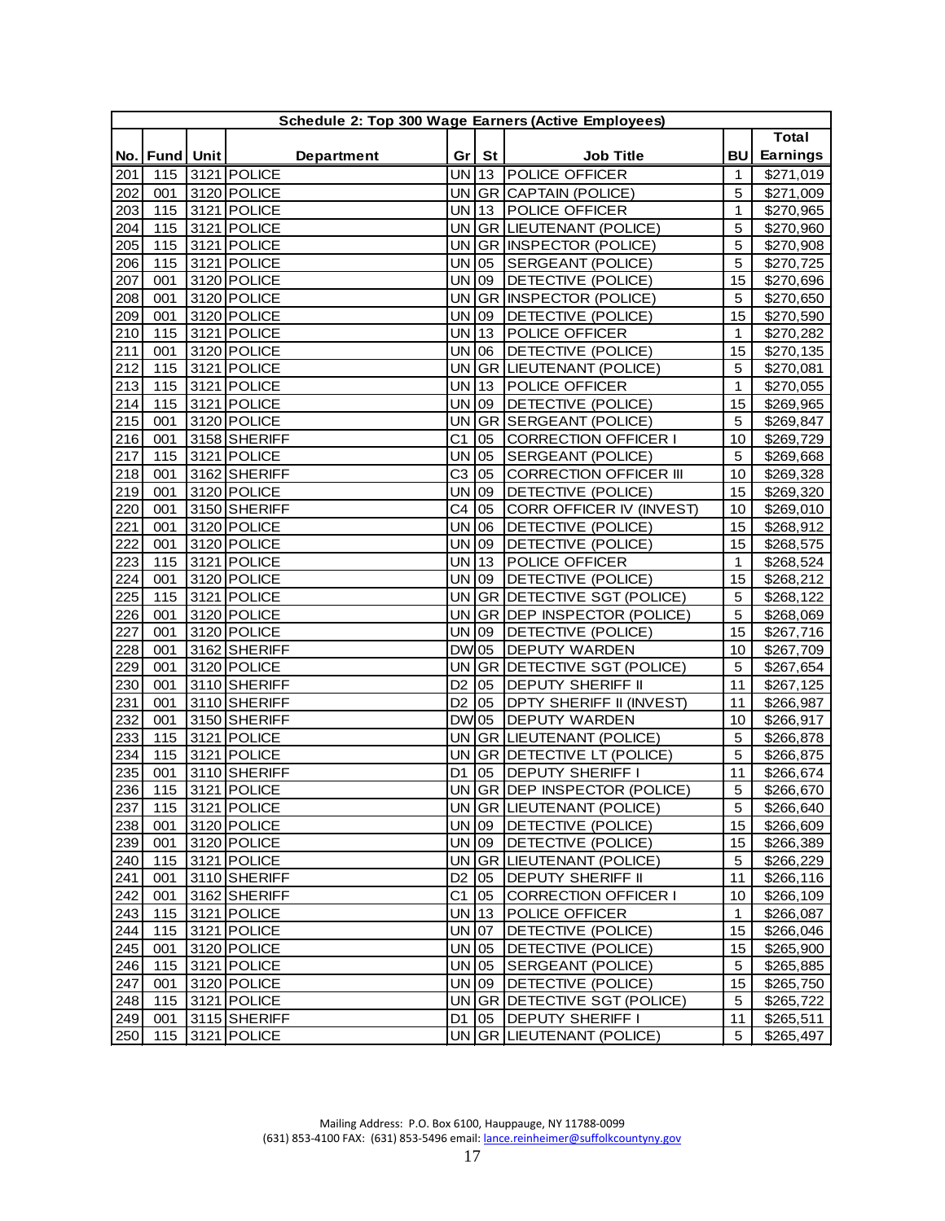| Schedule 2: Top 300 Wage Earners (Active Employees) | | | | | | | | |
|---|---|---|---|---|---|---|---|---|
| No. | Fund | Unit | Department | Gr | St | Job Title | BU | Total Earnings |
| 201 | 115 | 3121 | POLICE | UN | 13 | POLICE OFFICER | 1 | $271,019 |
| 202 | 001 | 3120 | POLICE | UN | GR | CAPTAIN (POLICE) | 5 | $271,009 |
| 203 | 115 | 3121 | POLICE | UN | 13 | POLICE OFFICER | 1 | $270,965 |
| 204 | 115 | 3121 | POLICE | UN | GR | LIEUTENANT (POLICE) | 5 | $270,960 |
| 205 | 115 | 3121 | POLICE | UN | GR | INSPECTOR (POLICE) | 5 | $270,908 |
| 206 | 115 | 3121 | POLICE | UN | 05 | SERGEANT (POLICE) | 5 | $270,725 |
| 207 | 001 | 3120 | POLICE | UN | 09 | DETECTIVE (POLICE) | 15 | $270,696 |
| 208 | 001 | 3120 | POLICE | UN | GR | INSPECTOR (POLICE) | 5 | $270,650 |
| 209 | 001 | 3120 | POLICE | UN | 09 | DETECTIVE (POLICE) | 15 | $270,590 |
| 210 | 115 | 3121 | POLICE | UN | 13 | POLICE OFFICER | 1 | $270,282 |
| 211 | 001 | 3120 | POLICE | UN | 06 | DETECTIVE (POLICE) | 15 | $270,135 |
| 212 | 115 | 3121 | POLICE | UN | GR | LIEUTENANT (POLICE) | 5 | $270,081 |
| 213 | 115 | 3121 | POLICE | UN | 13 | POLICE OFFICER | 1 | $270,055 |
| 214 | 115 | 3121 | POLICE | UN | 09 | DETECTIVE (POLICE) | 15 | $269,965 |
| 215 | 001 | 3120 | POLICE | UN | GR | SERGEANT (POLICE) | 5 | $269,847 |
| 216 | 001 | 3158 | SHERIFF | C1 | 05 | CORRECTION OFFICER I | 10 | $269,729 |
| 217 | 115 | 3121 | POLICE | UN | 05 | SERGEANT (POLICE) | 5 | $269,668 |
| 218 | 001 | 3162 | SHERIFF | C3 | 05 | CORRECTION OFFICER III | 10 | $269,328 |
| 219 | 001 | 3120 | POLICE | UN | 09 | DETECTIVE (POLICE) | 15 | $269,320 |
| 220 | 001 | 3150 | SHERIFF | C4 | 05 | CORR OFFICER IV (INVEST) | 10 | $269,010 |
| 221 | 001 | 3120 | POLICE | UN | 06 | DETECTIVE (POLICE) | 15 | $268,912 |
| 222 | 001 | 3120 | POLICE | UN | 09 | DETECTIVE (POLICE) | 15 | $268,575 |
| 223 | 115 | 3121 | POLICE | UN | 13 | POLICE OFFICER | 1 | $268,524 |
| 224 | 001 | 3120 | POLICE | UN | 09 | DETECTIVE (POLICE) | 15 | $268,212 |
| 225 | 115 | 3121 | POLICE | UN | GR | DETECTIVE SGT (POLICE) | 5 | $268,122 |
| 226 | 001 | 3120 | POLICE | UN | GR | DEP INSPECTOR (POLICE) | 5 | $268,069 |
| 227 | 001 | 3120 | POLICE | UN | 09 | DETECTIVE (POLICE) | 15 | $267,716 |
| 228 | 001 | 3162 | SHERIFF | DW | 05 | DEPUTY WARDEN | 10 | $267,709 |
| 229 | 001 | 3120 | POLICE | UN | GR | DETECTIVE SGT (POLICE) | 5 | $267,654 |
| 230 | 001 | 3110 | SHERIFF | D2 | 05 | DEPUTY SHERIFF II | 11 | $267,125 |
| 231 | 001 | 3110 | SHERIFF | D2 | 05 | DPTY SHERIFF II (INVEST) | 11 | $266,987 |
| 232 | 001 | 3150 | SHERIFF | DW | 05 | DEPUTY WARDEN | 10 | $266,917 |
| 233 | 115 | 3121 | POLICE | UN | GR | LIEUTENANT (POLICE) | 5 | $266,878 |
| 234 | 115 | 3121 | POLICE | UN | GR | DETECTIVE LT (POLICE) | 5 | $266,875 |
| 235 | 001 | 3110 | SHERIFF | D1 | 05 | DEPUTY SHERIFF I | 11 | $266,674 |
| 236 | 115 | 3121 | POLICE | UN | GR | DEP INSPECTOR (POLICE) | 5 | $266,670 |
| 237 | 115 | 3121 | POLICE | UN | GR | LIEUTENANT (POLICE) | 5 | $266,640 |
| 238 | 001 | 3120 | POLICE | UN | 09 | DETECTIVE (POLICE) | 15 | $266,609 |
| 239 | 001 | 3120 | POLICE | UN | 09 | DETECTIVE (POLICE) | 15 | $266,389 |
| 240 | 115 | 3121 | POLICE | UN | GR | LIEUTENANT (POLICE) | 5 | $266,229 |
| 241 | 001 | 3110 | SHERIFF | D2 | 05 | DEPUTY SHERIFF II | 11 | $266,116 |
| 242 | 001 | 3162 | SHERIFF | C1 | 05 | CORRECTION OFFICER I | 10 | $266,109 |
| 243 | 115 | 3121 | POLICE | UN | 13 | POLICE OFFICER | 1 | $266,087 |
| 244 | 115 | 3121 | POLICE | UN | 07 | DETECTIVE (POLICE) | 15 | $266,046 |
| 245 | 001 | 3120 | POLICE | UN | 05 | DETECTIVE (POLICE) | 15 | $265,900 |
| 246 | 115 | 3121 | POLICE | UN | 05 | SERGEANT (POLICE) | 5 | $265,885 |
| 247 | 001 | 3120 | POLICE | UN | 09 | DETECTIVE (POLICE) | 15 | $265,750 |
| 248 | 115 | 3121 | POLICE | UN | GR | DETECTIVE SGT (POLICE) | 5 | $265,722 |
| 249 | 001 | 3115 | SHERIFF | D1 | 05 | DEPUTY SHERIFF I | 11 | $265,511 |
| 250 | 115 | 3121 | POLICE | UN | GR | LIEUTENANT (POLICE) | 5 | $265,497 |

Mailing Address: P.O. Box 6100, Hauppauge, NY 11788-0099
(631) 853-4100 FAX: (631) 853-5496 email: lance.reinheimer@suffolkcountyny.gov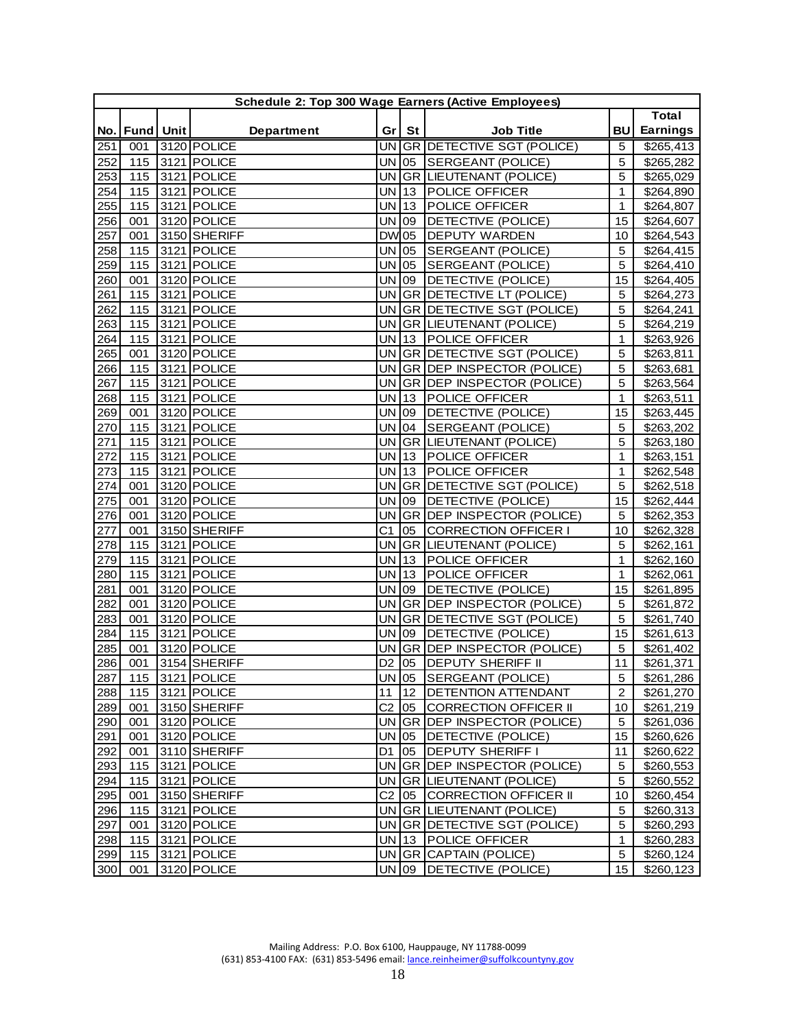| Schedule 2: Top 300 Wage Earners (Active Employees) | | | | | | | | |
|---|---|---|---|---|---|---|---|---|
| No. | Fund | Unit | Department | Gr | St | Job Title | BU | Total Earnings |
| 251 | 001 | 3120 | POLICE | UN | GR | DETECTIVE SGT (POLICE) | 5 | $265,413 |
| 252 | 115 | 3121 | POLICE | UN | 05 | SERGEANT (POLICE) | 5 | $265,282 |
| 253 | 115 | 3121 | POLICE | UN | GR | LIEUTENANT (POLICE) | 5 | $265,029 |
| 254 | 115 | 3121 | POLICE | UN | 13 | POLICE OFFICER | 1 | $264,890 |
| 255 | 115 | 3121 | POLICE | UN | 13 | POLICE OFFICER | 1 | $264,807 |
| 256 | 001 | 3120 | POLICE | UN | 09 | DETECTIVE (POLICE) | 15 | $264,607 |
| 257 | 001 | 3150 | SHERIFF | DW | 05 | DEPUTY WARDEN | 10 | $264,543 |
| 258 | 115 | 3121 | POLICE | UN | 05 | SERGEANT (POLICE) | 5 | $264,415 |
| 259 | 115 | 3121 | POLICE | UN | 05 | SERGEANT (POLICE) | 5 | $264,410 |
| 260 | 001 | 3120 | POLICE | UN | 09 | DETECTIVE (POLICE) | 15 | $264,405 |
| 261 | 115 | 3121 | POLICE | UN | GR | DETECTIVE LT (POLICE) | 5 | $264,273 |
| 262 | 115 | 3121 | POLICE | UN | GR | DETECTIVE SGT (POLICE) | 5 | $264,241 |
| 263 | 115 | 3121 | POLICE | UN | GR | LIEUTENANT (POLICE) | 5 | $264,219 |
| 264 | 115 | 3121 | POLICE | UN | 13 | POLICE OFFICER | 1 | $263,926 |
| 265 | 001 | 3120 | POLICE | UN | GR | DETECTIVE SGT (POLICE) | 5 | $263,811 |
| 266 | 115 | 3121 | POLICE | UN | GR | DEP INSPECTOR (POLICE) | 5 | $263,681 |
| 267 | 115 | 3121 | POLICE | UN | GR | DEP INSPECTOR (POLICE) | 5 | $263,564 |
| 268 | 115 | 3121 | POLICE | UN | 13 | POLICE OFFICER | 1 | $263,511 |
| 269 | 001 | 3120 | POLICE | UN | 09 | DETECTIVE (POLICE) | 15 | $263,445 |
| 270 | 115 | 3121 | POLICE | UN | 04 | SERGEANT (POLICE) | 5 | $263,202 |
| 271 | 115 | 3121 | POLICE | UN | GR | LIEUTENANT (POLICE) | 5 | $263,180 |
| 272 | 115 | 3121 | POLICE | UN | 13 | POLICE OFFICER | 1 | $263,151 |
| 273 | 115 | 3121 | POLICE | UN | 13 | POLICE OFFICER | 1 | $262,548 |
| 274 | 001 | 3120 | POLICE | UN | GR | DETECTIVE SGT (POLICE) | 5 | $262,518 |
| 275 | 001 | 3120 | POLICE | UN | 09 | DETECTIVE (POLICE) | 15 | $262,444 |
| 276 | 001 | 3120 | POLICE | UN | GR | DEP INSPECTOR (POLICE) | 5 | $262,353 |
| 277 | 001 | 3150 | SHERIFF | C1 | 05 | CORRECTION OFFICER I | 10 | $262,328 |
| 278 | 115 | 3121 | POLICE | UN | GR | LIEUTENANT (POLICE) | 5 | $262,161 |
| 279 | 115 | 3121 | POLICE | UN | 13 | POLICE OFFICER | 1 | $262,160 |
| 280 | 115 | 3121 | POLICE | UN | 13 | POLICE OFFICER | 1 | $262,061 |
| 281 | 001 | 3120 | POLICE | UN | 09 | DETECTIVE (POLICE) | 15 | $261,895 |
| 282 | 001 | 3120 | POLICE | UN | GR | DEP INSPECTOR (POLICE) | 5 | $261,872 |
| 283 | 001 | 3120 | POLICE | UN | GR | DETECTIVE SGT (POLICE) | 5 | $261,740 |
| 284 | 115 | 3121 | POLICE | UN | 09 | DETECTIVE (POLICE) | 15 | $261,613 |
| 285 | 001 | 3120 | POLICE | UN | GR | DEP INSPECTOR (POLICE) | 5 | $261,402 |
| 286 | 001 | 3154 | SHERIFF | D2 | 05 | DEPUTY SHERIFF II | 11 | $261,371 |
| 287 | 115 | 3121 | POLICE | UN | 05 | SERGEANT (POLICE) | 5 | $261,286 |
| 288 | 115 | 3121 | POLICE | 11 | 12 | DETENTION ATTENDANT | 2 | $261,270 |
| 289 | 001 | 3150 | SHERIFF | C2 | 05 | CORRECTION OFFICER II | 10 | $261,219 |
| 290 | 001 | 3120 | POLICE | UN | GR | DEP INSPECTOR (POLICE) | 5 | $261,036 |
| 291 | 001 | 3120 | POLICE | UN | 05 | DETECTIVE (POLICE) | 15 | $260,626 |
| 292 | 001 | 3110 | SHERIFF | D1 | 05 | DEPUTY SHERIFF I | 11 | $260,622 |
| 293 | 115 | 3121 | POLICE | UN | GR | DEP INSPECTOR (POLICE) | 5 | $260,553 |
| 294 | 115 | 3121 | POLICE | UN | GR | LIEUTENANT (POLICE) | 5 | $260,552 |
| 295 | 001 | 3150 | SHERIFF | C2 | 05 | CORRECTION OFFICER II | 10 | $260,454 |
| 296 | 115 | 3121 | POLICE | UN | GR | LIEUTENANT (POLICE) | 5 | $260,313 |
| 297 | 001 | 3120 | POLICE | UN | GR | DETECTIVE SGT (POLICE) | 5 | $260,293 |
| 298 | 115 | 3121 | POLICE | UN | 13 | POLICE OFFICER | 1 | $260,283 |
| 299 | 115 | 3121 | POLICE | UN | GR | CAPTAIN (POLICE) | 5 | $260,124 |
| 300 | 001 | 3120 | POLICE | UN | 09 | DETECTIVE (POLICE) | 15 | $260,123 |

Mailing Address: P.O. Box 6100, Hauppauge, NY 11788-0099
(631) 853-4100 FAX: (631) 853-5496 email: lance.reinheimer@suffolkcountyny.gov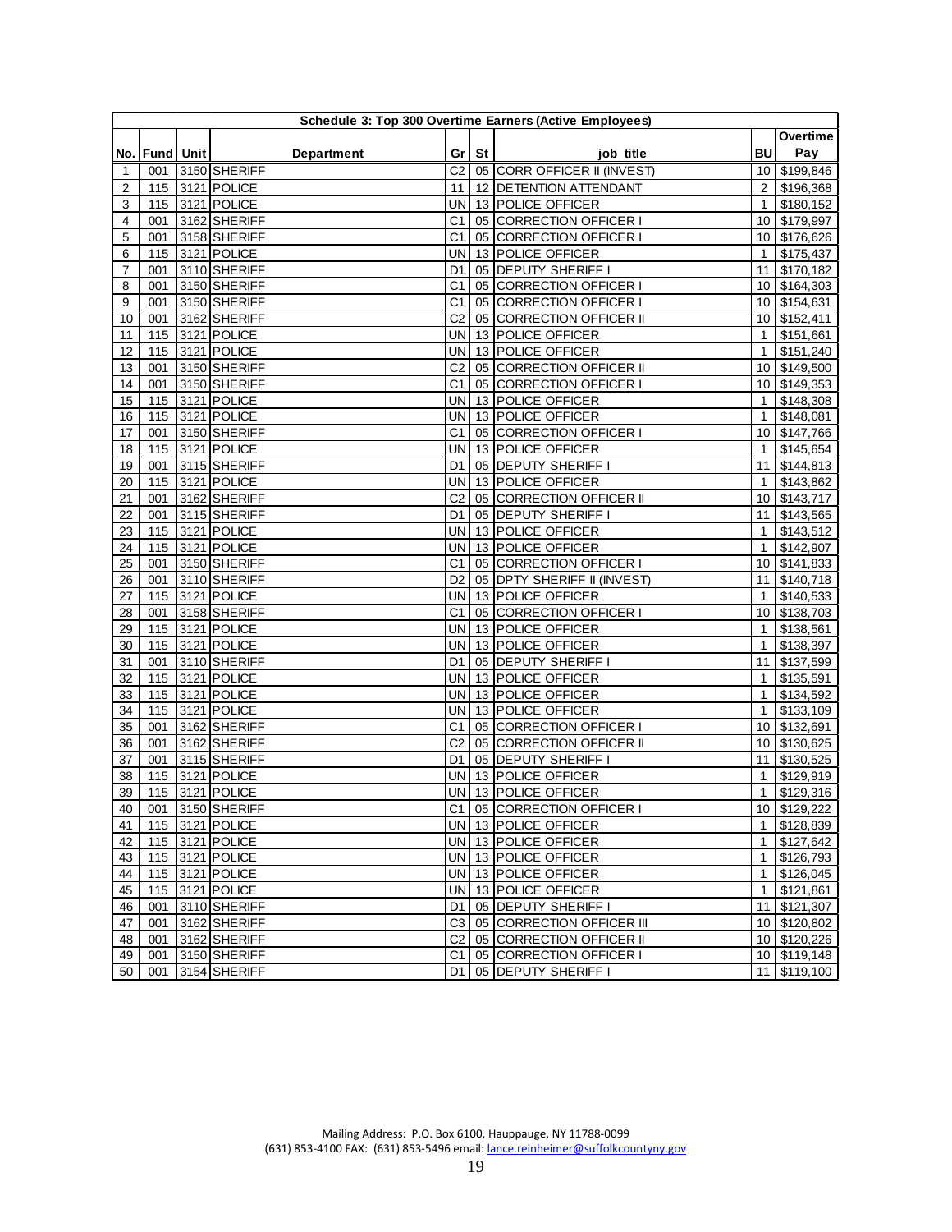| Schedule 3: Top 300 Overtime Earners (Active Employees) | | | | | | | | |
|---|---|---|---|---|---|---|---|---|
| No. | Fund | Unit | Department | Gr | St | job_title | BU | Overtime Pay |
| 1 | 001 | 3150 | SHERIFF | C2 | 05 | CORR OFFICER II (INVEST) | 10 | $199,846 |
| 2 | 115 | 3121 | POLICE | 11 | 12 | DETENTION ATTENDANT | 2 | $196,368 |
| 3 | 115 | 3121 | POLICE | UN | 13 | POLICE OFFICER | 1 | $180,152 |
| 4 | 001 | 3162 | SHERIFF | C1 | 05 | CORRECTION OFFICER I | 10 | $179,997 |
| 5 | 001 | 3158 | SHERIFF | C1 | 05 | CORRECTION OFFICER I | 10 | $176,626 |
| 6 | 115 | 3121 | POLICE | UN | 13 | POLICE OFFICER | 1 | $175,437 |
| 7 | 001 | 3110 | SHERIFF | D1 | 05 | DEPUTY SHERIFF I | 11 | $170,182 |
| 8 | 001 | 3150 | SHERIFF | C1 | 05 | CORRECTION OFFICER I | 10 | $164,303 |
| 9 | 001 | 3150 | SHERIFF | C1 | 05 | CORRECTION OFFICER I | 10 | $154,631 |
| 10 | 001 | 3162 | SHERIFF | C2 | 05 | CORRECTION OFFICER II | 10 | $152,411 |
| 11 | 115 | 3121 | POLICE | UN | 13 | POLICE OFFICER | 1 | $151,661 |
| 12 | 115 | 3121 | POLICE | UN | 13 | POLICE OFFICER | 1 | $151,240 |
| 13 | 001 | 3150 | SHERIFF | C2 | 05 | CORRECTION OFFICER II | 10 | $149,500 |
| 14 | 001 | 3150 | SHERIFF | C1 | 05 | CORRECTION OFFICER I | 10 | $149,353 |
| 15 | 115 | 3121 | POLICE | UN | 13 | POLICE OFFICER | 1 | $148,308 |
| 16 | 115 | 3121 | POLICE | UN | 13 | POLICE OFFICER | 1 | $148,081 |
| 17 | 001 | 3150 | SHERIFF | C1 | 05 | CORRECTION OFFICER I | 10 | $147,766 |
| 18 | 115 | 3121 | POLICE | UN | 13 | POLICE OFFICER | 1 | $145,654 |
| 19 | 001 | 3115 | SHERIFF | D1 | 05 | DEPUTY SHERIFF I | 11 | $144,813 |
| 20 | 115 | 3121 | POLICE | UN | 13 | POLICE OFFICER | 1 | $143,862 |
| 21 | 001 | 3162 | SHERIFF | C2 | 05 | CORRECTION OFFICER II | 10 | $143,717 |
| 22 | 001 | 3115 | SHERIFF | D1 | 05 | DEPUTY SHERIFF I | 11 | $143,565 |
| 23 | 115 | 3121 | POLICE | UN | 13 | POLICE OFFICER | 1 | $143,512 |
| 24 | 115 | 3121 | POLICE | UN | 13 | POLICE OFFICER | 1 | $142,907 |
| 25 | 001 | 3150 | SHERIFF | C1 | 05 | CORRECTION OFFICER I | 10 | $141,833 |
| 26 | 001 | 3110 | SHERIFF | D2 | 05 | DPTY SHERIFF II (INVEST) | 11 | $140,718 |
| 27 | 115 | 3121 | POLICE | UN | 13 | POLICE OFFICER | 1 | $140,533 |
| 28 | 001 | 3158 | SHERIFF | C1 | 05 | CORRECTION OFFICER I | 10 | $138,703 |
| 29 | 115 | 3121 | POLICE | UN | 13 | POLICE OFFICER | 1 | $138,561 |
| 30 | 115 | 3121 | POLICE | UN | 13 | POLICE OFFICER | 1 | $138,397 |
| 31 | 001 | 3110 | SHERIFF | D1 | 05 | DEPUTY SHERIFF I | 11 | $137,599 |
| 32 | 115 | 3121 | POLICE | UN | 13 | POLICE OFFICER | 1 | $135,591 |
| 33 | 115 | 3121 | POLICE | UN | 13 | POLICE OFFICER | 1 | $134,592 |
| 34 | 115 | 3121 | POLICE | UN | 13 | POLICE OFFICER | 1 | $133,109 |
| 35 | 001 | 3162 | SHERIFF | C1 | 05 | CORRECTION OFFICER I | 10 | $132,691 |
| 36 | 001 | 3162 | SHERIFF | C2 | 05 | CORRECTION OFFICER II | 10 | $130,625 |
| 37 | 001 | 3115 | SHERIFF | D1 | 05 | DEPUTY SHERIFF I | 11 | $130,525 |
| 38 | 115 | 3121 | POLICE | UN | 13 | POLICE OFFICER | 1 | $129,919 |
| 39 | 115 | 3121 | POLICE | UN | 13 | POLICE OFFICER | 1 | $129,316 |
| 40 | 001 | 3150 | SHERIFF | C1 | 05 | CORRECTION OFFICER I | 10 | $129,222 |
| 41 | 115 | 3121 | POLICE | UN | 13 | POLICE OFFICER | 1 | $128,839 |
| 42 | 115 | 3121 | POLICE | UN | 13 | POLICE OFFICER | 1 | $127,642 |
| 43 | 115 | 3121 | POLICE | UN | 13 | POLICE OFFICER | 1 | $126,793 |
| 44 | 115 | 3121 | POLICE | UN | 13 | POLICE OFFICER | 1 | $126,045 |
| 45 | 115 | 3121 | POLICE | UN | 13 | POLICE OFFICER | 1 | $121,861 |
| 46 | 001 | 3110 | SHERIFF | D1 | 05 | DEPUTY SHERIFF I | 11 | $121,307 |
| 47 | 001 | 3162 | SHERIFF | C3 | 05 | CORRECTION OFFICER III | 10 | $120,802 |
| 48 | 001 | 3162 | SHERIFF | C2 | 05 | CORRECTION OFFICER II | 10 | $120,226 |
| 49 | 001 | 3150 | SHERIFF | C1 | 05 | CORRECTION OFFICER I | 10 | $119,148 |
| 50 | 001 | 3154 | SHERIFF | D1 | 05 | DEPUTY SHERIFF I | 11 | $119,100 |

Mailing Address: P.O. Box 6100, Hauppauge, NY 11788-0099
(631) 853-4100 FAX: (631) 853-5496 email: lance.reinheimer@suffolkcountyny.gov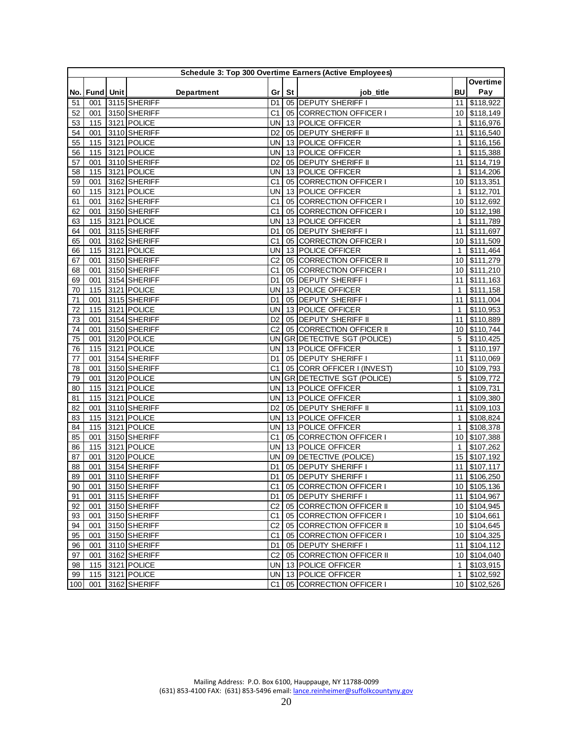| Schedule 3: Top 300 Overtime Earners (Active Employees) | | | | | | | | |
|---|---|---|---|---|---|---|---|---|
| No. | Fund | Unit | Department | Gr | St | job_title | BU | Overtime Pay |
| 51 | 001 | 3115 | SHERIFF | D1 | 05 | DEPUTY SHERIFF I | 11 | $118,922 |
| 52 | 001 | 3150 | SHERIFF | C1 | 05 | CORRECTION OFFICER I | 10 | $118,149 |
| 53 | 115 | 3121 | POLICE | UN | 13 | POLICE OFFICER | 1 | $116,976 |
| 54 | 001 | 3110 | SHERIFF | D2 | 05 | DEPUTY SHERIFF II | 11 | $116,540 |
| 55 | 115 | 3121 | POLICE | UN | 13 | POLICE OFFICER | 1 | $116,156 |
| 56 | 115 | 3121 | POLICE | UN | 13 | POLICE OFFICER | 1 | $115,388 |
| 57 | 001 | 3110 | SHERIFF | D2 | 05 | DEPUTY SHERIFF II | 11 | $114,719 |
| 58 | 115 | 3121 | POLICE | UN | 13 | POLICE OFFICER | 1 | $114,206 |
| 59 | 001 | 3162 | SHERIFF | C1 | 05 | CORRECTION OFFICER I | 10 | $113,351 |
| 60 | 115 | 3121 | POLICE | UN | 13 | POLICE OFFICER | 1 | $112,701 |
| 61 | 001 | 3162 | SHERIFF | C1 | 05 | CORRECTION OFFICER I | 10 | $112,692 |
| 62 | 001 | 3150 | SHERIFF | C1 | 05 | CORRECTION OFFICER I | 10 | $112,198 |
| 63 | 115 | 3121 | POLICE | UN | 13 | POLICE OFFICER | 1 | $111,789 |
| 64 | 001 | 3115 | SHERIFF | D1 | 05 | DEPUTY SHERIFF I | 11 | $111,697 |
| 65 | 001 | 3162 | SHERIFF | C1 | 05 | CORRECTION OFFICER I | 10 | $111,509 |
| 66 | 115 | 3121 | POLICE | UN | 13 | POLICE OFFICER | 1 | $111,464 |
| 67 | 001 | 3150 | SHERIFF | C2 | 05 | CORRECTION OFFICER II | 10 | $111,279 |
| 68 | 001 | 3150 | SHERIFF | C1 | 05 | CORRECTION OFFICER I | 10 | $111,210 |
| 69 | 001 | 3154 | SHERIFF | D1 | 05 | DEPUTY SHERIFF I | 11 | $111,163 |
| 70 | 115 | 3121 | POLICE | UN | 13 | POLICE OFFICER | 1 | $111,158 |
| 71 | 001 | 3115 | SHERIFF | D1 | 05 | DEPUTY SHERIFF I | 11 | $111,004 |
| 72 | 115 | 3121 | POLICE | UN | 13 | POLICE OFFICER | 1 | $110,953 |
| 73 | 001 | 3154 | SHERIFF | D2 | 05 | DEPUTY SHERIFF II | 11 | $110,889 |
| 74 | 001 | 3150 | SHERIFF | C2 | 05 | CORRECTION OFFICER II | 10 | $110,744 |
| 75 | 001 | 3120 | POLICE | UN | GR | DETECTIVE SGT (POLICE) | 5 | $110,425 |
| 76 | 115 | 3121 | POLICE | UN | 13 | POLICE OFFICER | 1 | $110,197 |
| 77 | 001 | 3154 | SHERIFF | D1 | 05 | DEPUTY SHERIFF I | 11 | $110,069 |
| 78 | 001 | 3150 | SHERIFF | C1 | 05 | CORR OFFICER I (INVEST) | 10 | $109,793 |
| 79 | 001 | 3120 | POLICE | UN | GR | DETECTIVE SGT (POLICE) | 5 | $109,772 |
| 80 | 115 | 3121 | POLICE | UN | 13 | POLICE OFFICER | 1 | $109,731 |
| 81 | 115 | 3121 | POLICE | UN | 13 | POLICE OFFICER | 1 | $109,380 |
| 82 | 001 | 3110 | SHERIFF | D2 | 05 | DEPUTY SHERIFF II | 11 | $109,103 |
| 83 | 115 | 3121 | POLICE | UN | 13 | POLICE OFFICER | 1 | $108,824 |
| 84 | 115 | 3121 | POLICE | UN | 13 | POLICE OFFICER | 1 | $108,378 |
| 85 | 001 | 3150 | SHERIFF | C1 | 05 | CORRECTION OFFICER I | 10 | $107,388 |
| 86 | 115 | 3121 | POLICE | UN | 13 | POLICE OFFICER | 1 | $107,262 |
| 87 | 001 | 3120 | POLICE | UN | 09 | DETECTIVE (POLICE) | 15 | $107,192 |
| 88 | 001 | 3154 | SHERIFF | D1 | 05 | DEPUTY SHERIFF I | 11 | $107,117 |
| 89 | 001 | 3110 | SHERIFF | D1 | 05 | DEPUTY SHERIFF I | 11 | $106,250 |
| 90 | 001 | 3150 | SHERIFF | C1 | 05 | CORRECTION OFFICER I | 10 | $105,136 |
| 91 | 001 | 3115 | SHERIFF | D1 | 05 | DEPUTY SHERIFF I | 11 | $104,967 |
| 92 | 001 | 3150 | SHERIFF | C2 | 05 | CORRECTION OFFICER II | 10 | $104,945 |
| 93 | 001 | 3150 | SHERIFF | C1 | 05 | CORRECTION OFFICER I | 10 | $104,661 |
| 94 | 001 | 3150 | SHERIFF | C2 | 05 | CORRECTION OFFICER II | 10 | $104,645 |
| 95 | 001 | 3150 | SHERIFF | C1 | 05 | CORRECTION OFFICER I | 10 | $104,325 |
| 96 | 001 | 3110 | SHERIFF | D1 | 05 | DEPUTY SHERIFF I | 11 | $104,112 |
| 97 | 001 | 3162 | SHERIFF | C2 | 05 | CORRECTION OFFICER II | 10 | $104,040 |
| 98 | 115 | 3121 | POLICE | UN | 13 | POLICE OFFICER | 1 | $103,915 |
| 99 | 115 | 3121 | POLICE | UN | 13 | POLICE OFFICER | 1 | $102,592 |
| 100 | 001 | 3162 | SHERIFF | C1 | 05 | CORRECTION OFFICER I | 10 | $102,526 |

Mailing Address: P.O. Box 6100, Hauppauge, NY 11788-0099
(631) 853-4100 FAX: (631) 853-5496 email: lance.reinheimer@suffolkcountyny.gov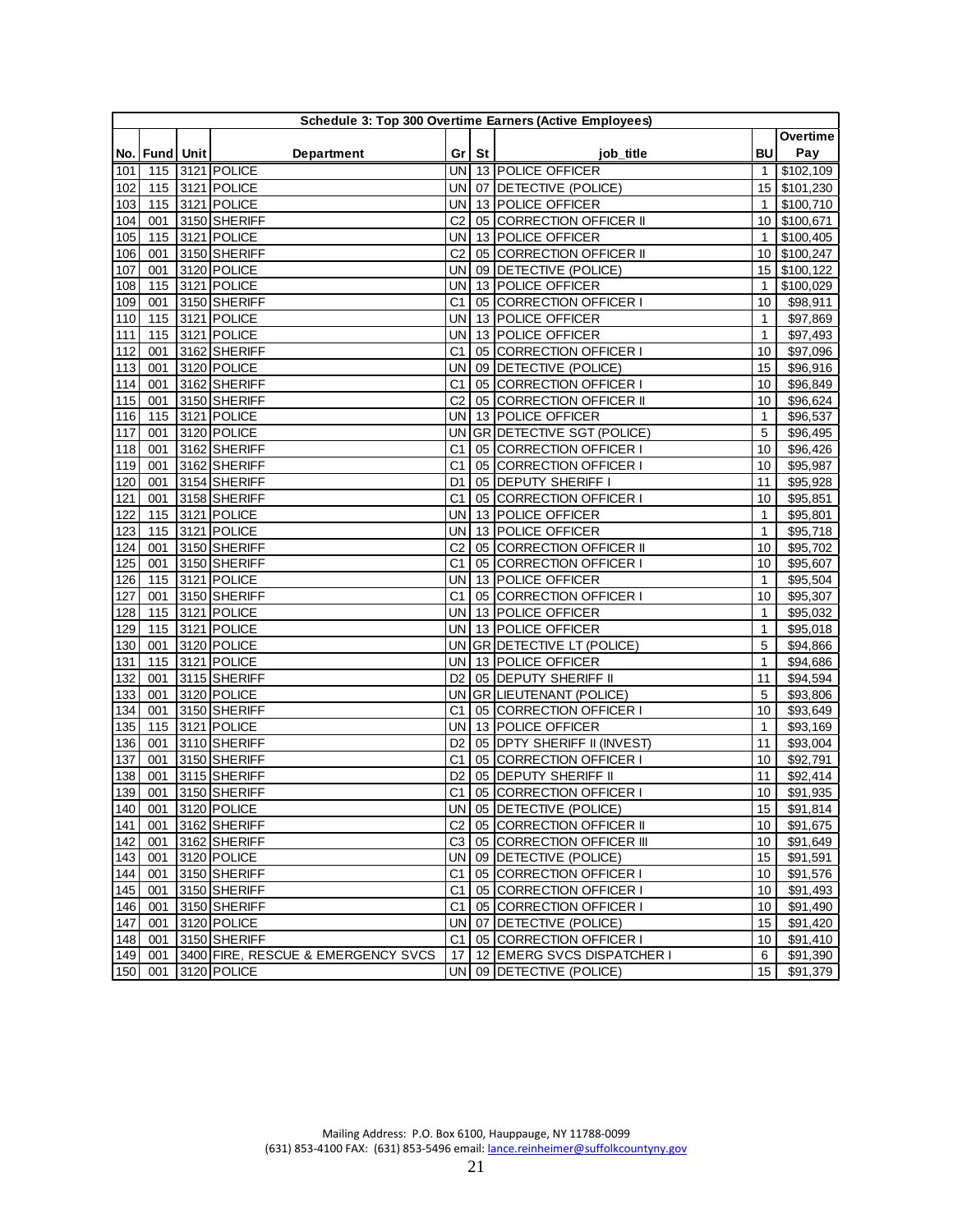| Schedule 3: Top 300 Overtime Earners (Active Employees) | | | | | | | | |
|---|---|---|---|---|---|---|---|---|
| No. | Fund | Unit | Department | Gr | St | job_title | BU | Overtime Pay |
| 101 | 115 | 3121 | POLICE | UN | 13 | POLICE OFFICER | 1 | $102,109 |
| 102 | 115 | 3121 | POLICE | UN | 07 | DETECTIVE (POLICE) | 15 | $101,230 |
| 103 | 115 | 3121 | POLICE | UN | 13 | POLICE OFFICER | 1 | $100,710 |
| 104 | 001 | 3150 | SHERIFF | C2 | 05 | CORRECTION OFFICER II | 10 | $100,671 |
| 105 | 115 | 3121 | POLICE | UN | 13 | POLICE OFFICER | 1 | $100,405 |
| 106 | 001 | 3150 | SHERIFF | C2 | 05 | CORRECTION OFFICER II | 10 | $100,247 |
| 107 | 001 | 3120 | POLICE | UN | 09 | DETECTIVE (POLICE) | 15 | $100,122 |
| 108 | 115 | 3121 | POLICE | UN | 13 | POLICE OFFICER | 1 | $100,029 |
| 109 | 001 | 3150 | SHERIFF | C1 | 05 | CORRECTION OFFICER I | 10 | $98,911 |
| 110 | 115 | 3121 | POLICE | UN | 13 | POLICE OFFICER | 1 | $97,869 |
| 111 | 115 | 3121 | POLICE | UN | 13 | POLICE OFFICER | 1 | $97,493 |
| 112 | 001 | 3162 | SHERIFF | C1 | 05 | CORRECTION OFFICER I | 10 | $97,096 |
| 113 | 001 | 3120 | POLICE | UN | 09 | DETECTIVE (POLICE) | 15 | $96,916 |
| 114 | 001 | 3162 | SHERIFF | C1 | 05 | CORRECTION OFFICER I | 10 | $96,849 |
| 115 | 001 | 3150 | SHERIFF | C2 | 05 | CORRECTION OFFICER II | 10 | $96,624 |
| 116 | 115 | 3121 | POLICE | UN | 13 | POLICE OFFICER | 1 | $96,537 |
| 117 | 001 | 3120 | POLICE | UN | GR | DETECTIVE SGT (POLICE) | 5 | $96,495 |
| 118 | 001 | 3162 | SHERIFF | C1 | 05 | CORRECTION OFFICER I | 10 | $96,426 |
| 119 | 001 | 3162 | SHERIFF | C1 | 05 | CORRECTION OFFICER I | 10 | $95,987 |
| 120 | 001 | 3154 | SHERIFF | D1 | 05 | DEPUTY SHERIFF I | 11 | $95,928 |
| 121 | 001 | 3158 | SHERIFF | C1 | 05 | CORRECTION OFFICER I | 10 | $95,851 |
| 122 | 115 | 3121 | POLICE | UN | 13 | POLICE OFFICER | 1 | $95,801 |
| 123 | 115 | 3121 | POLICE | UN | 13 | POLICE OFFICER | 1 | $95,718 |
| 124 | 001 | 3150 | SHERIFF | C2 | 05 | CORRECTION OFFICER II | 10 | $95,702 |
| 125 | 001 | 3150 | SHERIFF | C1 | 05 | CORRECTION OFFICER I | 10 | $95,607 |
| 126 | 115 | 3121 | POLICE | UN | 13 | POLICE OFFICER | 1 | $95,504 |
| 127 | 001 | 3150 | SHERIFF | C1 | 05 | CORRECTION OFFICER I | 10 | $95,307 |
| 128 | 115 | 3121 | POLICE | UN | 13 | POLICE OFFICER | 1 | $95,032 |
| 129 | 115 | 3121 | POLICE | UN | 13 | POLICE OFFICER | 1 | $95,018 |
| 130 | 001 | 3120 | POLICE | UN | GR | DETECTIVE LT (POLICE) | 5 | $94,866 |
| 131 | 115 | 3121 | POLICE | UN | 13 | POLICE OFFICER | 1 | $94,686 |
| 132 | 001 | 3115 | SHERIFF | D2 | 05 | DEPUTY SHERIFF II | 11 | $94,594 |
| 133 | 001 | 3120 | POLICE | UN | GR | LIEUTENANT (POLICE) | 5 | $93,806 |
| 134 | 001 | 3150 | SHERIFF | C1 | 05 | CORRECTION OFFICER I | 10 | $93,649 |
| 135 | 115 | 3121 | POLICE | UN | 13 | POLICE OFFICER | 1 | $93,169 |
| 136 | 001 | 3110 | SHERIFF | D2 | 05 | DPTY SHERIFF II (INVEST) | 11 | $93,004 |
| 137 | 001 | 3150 | SHERIFF | C1 | 05 | CORRECTION OFFICER I | 10 | $92,791 |
| 138 | 001 | 3115 | SHERIFF | D2 | 05 | DEPUTY SHERIFF II | 11 | $92,414 |
| 139 | 001 | 3150 | SHERIFF | C1 | 05 | CORRECTION OFFICER I | 10 | $91,935 |
| 140 | 001 | 3120 | POLICE | UN | 05 | DETECTIVE (POLICE) | 15 | $91,814 |
| 141 | 001 | 3162 | SHERIFF | C2 | 05 | CORRECTION OFFICER II | 10 | $91,675 |
| 142 | 001 | 3162 | SHERIFF | C3 | 05 | CORRECTION OFFICER III | 10 | $91,649 |
| 143 | 001 | 3120 | POLICE | UN | 09 | DETECTIVE (POLICE) | 15 | $91,591 |
| 144 | 001 | 3150 | SHERIFF | C1 | 05 | CORRECTION OFFICER I | 10 | $91,576 |
| 145 | 001 | 3150 | SHERIFF | C1 | 05 | CORRECTION OFFICER I | 10 | $91,493 |
| 146 | 001 | 3150 | SHERIFF | C1 | 05 | CORRECTION OFFICER I | 10 | $91,490 |
| 147 | 001 | 3120 | POLICE | UN | 07 | DETECTIVE (POLICE) | 15 | $91,420 |
| 148 | 001 | 3150 | SHERIFF | C1 | 05 | CORRECTION OFFICER I | 10 | $91,410 |
| 149 | 001 | 3400 | FIRE, RESCUE & EMERGENCY SVCS | 17 | 12 | EMERG SVCS DISPATCHER I | 6 | $91,390 |
| 150 | 001 | 3120 | POLICE | UN | 09 | DETECTIVE (POLICE) | 15 | $91,379 |

Mailing Address: P.O. Box 6100, Hauppauge, NY 11788-0099
(631) 853-4100 FAX: (631) 853-5496 email: lance.reinheimer@suffolkcountyny.gov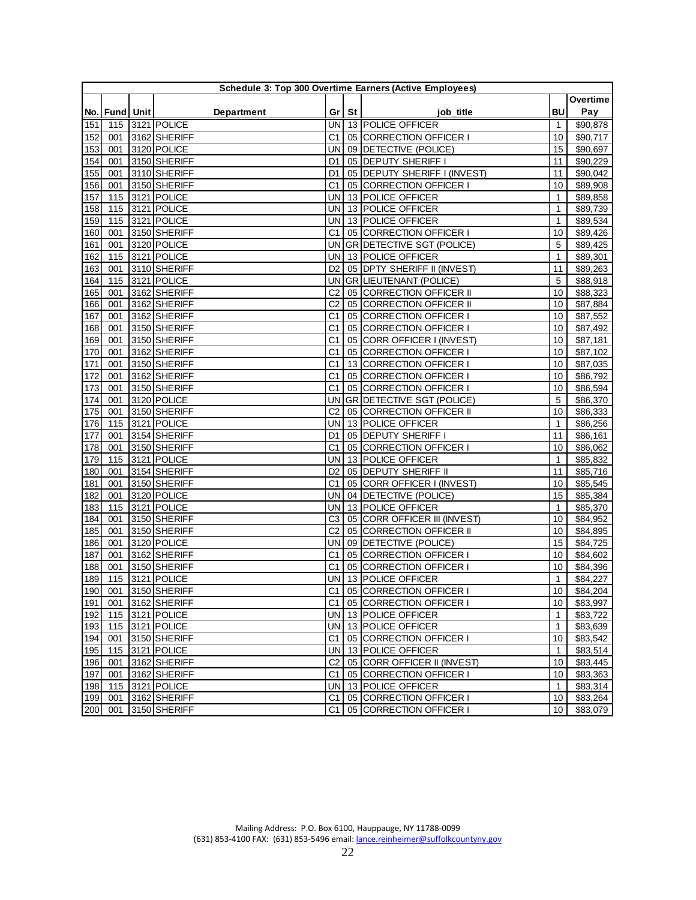| Schedule 3: Top 300 Overtime Earners (Active Employees) | | | | | | | | |
|---|---|---|---|---|---|---|---|---|
| No. | Fund | Unit | Department | Gr | St | job_title | BU | Overtime Pay |
| 151 | 115 | 3121 | POLICE | UN | 13 | POLICE OFFICER | 1 | $90,878 |
| 152 | 001 | 3162 | SHERIFF | C1 | 05 | CORRECTION OFFICER I | 10 | $90,717 |
| 153 | 001 | 3120 | POLICE | UN | 09 | DETECTIVE (POLICE) | 15 | $90,697 |
| 154 | 001 | 3150 | SHERIFF | D1 | 05 | DEPUTY SHERIFF I | 11 | $90,229 |
| 155 | 001 | 3110 | SHERIFF | D1 | 05 | DEPUTY SHERIFF I (INVEST) | 11 | $90,042 |
| 156 | 001 | 3150 | SHERIFF | C1 | 05 | CORRECTION OFFICER I | 10 | $89,908 |
| 157 | 115 | 3121 | POLICE | UN | 13 | POLICE OFFICER | 1 | $89,858 |
| 158 | 115 | 3121 | POLICE | UN | 13 | POLICE OFFICER | 1 | $89,739 |
| 159 | 115 | 3121 | POLICE | UN | 13 | POLICE OFFICER | 1 | $89,534 |
| 160 | 001 | 3150 | SHERIFF | C1 | 05 | CORRECTION OFFICER I | 10 | $89,426 |
| 161 | 001 | 3120 | POLICE | UN | GR | DETECTIVE SGT (POLICE) | 5 | $89,425 |
| 162 | 115 | 3121 | POLICE | UN | 13 | POLICE OFFICER | 1 | $89,301 |
| 163 | 001 | 3110 | SHERIFF | D2 | 05 | DPTY SHERIFF II (INVEST) | 11 | $89,263 |
| 164 | 115 | 3121 | POLICE | UN | GR | LIEUTENANT (POLICE) | 5 | $88,918 |
| 165 | 001 | 3162 | SHERIFF | C2 | 05 | CORRECTION OFFICER II | 10 | $88,323 |
| 166 | 001 | 3162 | SHERIFF | C2 | 05 | CORRECTION OFFICER II | 10 | $87,884 |
| 167 | 001 | 3162 | SHERIFF | C1 | 05 | CORRECTION OFFICER I | 10 | $87,552 |
| 168 | 001 | 3150 | SHERIFF | C1 | 05 | CORRECTION OFFICER I | 10 | $87,492 |
| 169 | 001 | 3150 | SHERIFF | C1 | 05 | CORR OFFICER I (INVEST) | 10 | $87,181 |
| 170 | 001 | 3162 | SHERIFF | C1 | 05 | CORRECTION OFFICER I | 10 | $87,102 |
| 171 | 001 | 3150 | SHERIFF | C1 | 13 | CORRECTION OFFICER I | 10 | $87,035 |
| 172 | 001 | 3162 | SHERIFF | C1 | 05 | CORRECTION OFFICER I | 10 | $86,792 |
| 173 | 001 | 3150 | SHERIFF | C1 | 05 | CORRECTION OFFICER I | 10 | $86,594 |
| 174 | 001 | 3120 | POLICE | UN | GR | DETECTIVE SGT (POLICE) | 5 | $86,370 |
| 175 | 001 | 3150 | SHERIFF | C2 | 05 | CORRECTION OFFICER II | 10 | $86,333 |
| 176 | 115 | 3121 | POLICE | UN | 13 | POLICE OFFICER | 1 | $86,256 |
| 177 | 001 | 3154 | SHERIFF | D1 | 05 | DEPUTY SHERIFF I | 11 | $86,161 |
| 178 | 001 | 3150 | SHERIFF | C1 | 05 | CORRECTION OFFICER I | 10 | $86,062 |
| 179 | 115 | 3121 | POLICE | UN | 13 | POLICE OFFICER | 1 | $85,832 |
| 180 | 001 | 3154 | SHERIFF | D2 | 05 | DEPUTY SHERIFF II | 11 | $85,716 |
| 181 | 001 | 3150 | SHERIFF | C1 | 05 | CORR OFFICER I (INVEST) | 10 | $85,545 |
| 182 | 001 | 3120 | POLICE | UN | 04 | DETECTIVE (POLICE) | 15 | $85,384 |
| 183 | 115 | 3121 | POLICE | UN | 13 | POLICE OFFICER | 1 | $85,370 |
| 184 | 001 | 3150 | SHERIFF | C3 | 05 | CORR OFFICER III (INVEST) | 10 | $84,952 |
| 185 | 001 | 3150 | SHERIFF | C2 | 05 | CORRECTION OFFICER II | 10 | $84,895 |
| 186 | 001 | 3120 | POLICE | UN | 09 | DETECTIVE (POLICE) | 15 | $84,725 |
| 187 | 001 | 3162 | SHERIFF | C1 | 05 | CORRECTION OFFICER I | 10 | $84,602 |
| 188 | 001 | 3150 | SHERIFF | C1 | 05 | CORRECTION OFFICER I | 10 | $84,396 |
| 189 | 115 | 3121 | POLICE | UN | 13 | POLICE OFFICER | 1 | $84,227 |
| 190 | 001 | 3150 | SHERIFF | C1 | 05 | CORRECTION OFFICER I | 10 | $84,204 |
| 191 | 001 | 3162 | SHERIFF | C1 | 05 | CORRECTION OFFICER I | 10 | $83,997 |
| 192 | 115 | 3121 | POLICE | UN | 13 | POLICE OFFICER | 1 | $83,722 |
| 193 | 115 | 3121 | POLICE | UN | 13 | POLICE OFFICER | 1 | $83,639 |
| 194 | 001 | 3150 | SHERIFF | C1 | 05 | CORRECTION OFFICER I | 10 | $83,542 |
| 195 | 115 | 3121 | POLICE | UN | 13 | POLICE OFFICER | 1 | $83,514 |
| 196 | 001 | 3162 | SHERIFF | C2 | 05 | CORR OFFICER II (INVEST) | 10 | $83,445 |
| 197 | 001 | 3162 | SHERIFF | C1 | 05 | CORRECTION OFFICER I | 10 | $83,363 |
| 198 | 115 | 3121 | POLICE | UN | 13 | POLICE OFFICER | 1 | $83,314 |
| 199 | 001 | 3162 | SHERIFF | C1 | 05 | CORRECTION OFFICER I | 10 | $83,264 |
| 200 | 001 | 3150 | SHERIFF | C1 | 05 | CORRECTION OFFICER I | 10 | $83,079 |

Mailing Address: P.O. Box 6100, Hauppauge, NY 11788-0099
(631) 853-4100 FAX: (631) 853-5496 email: lance.reinheimer@suffolkcountyny.gov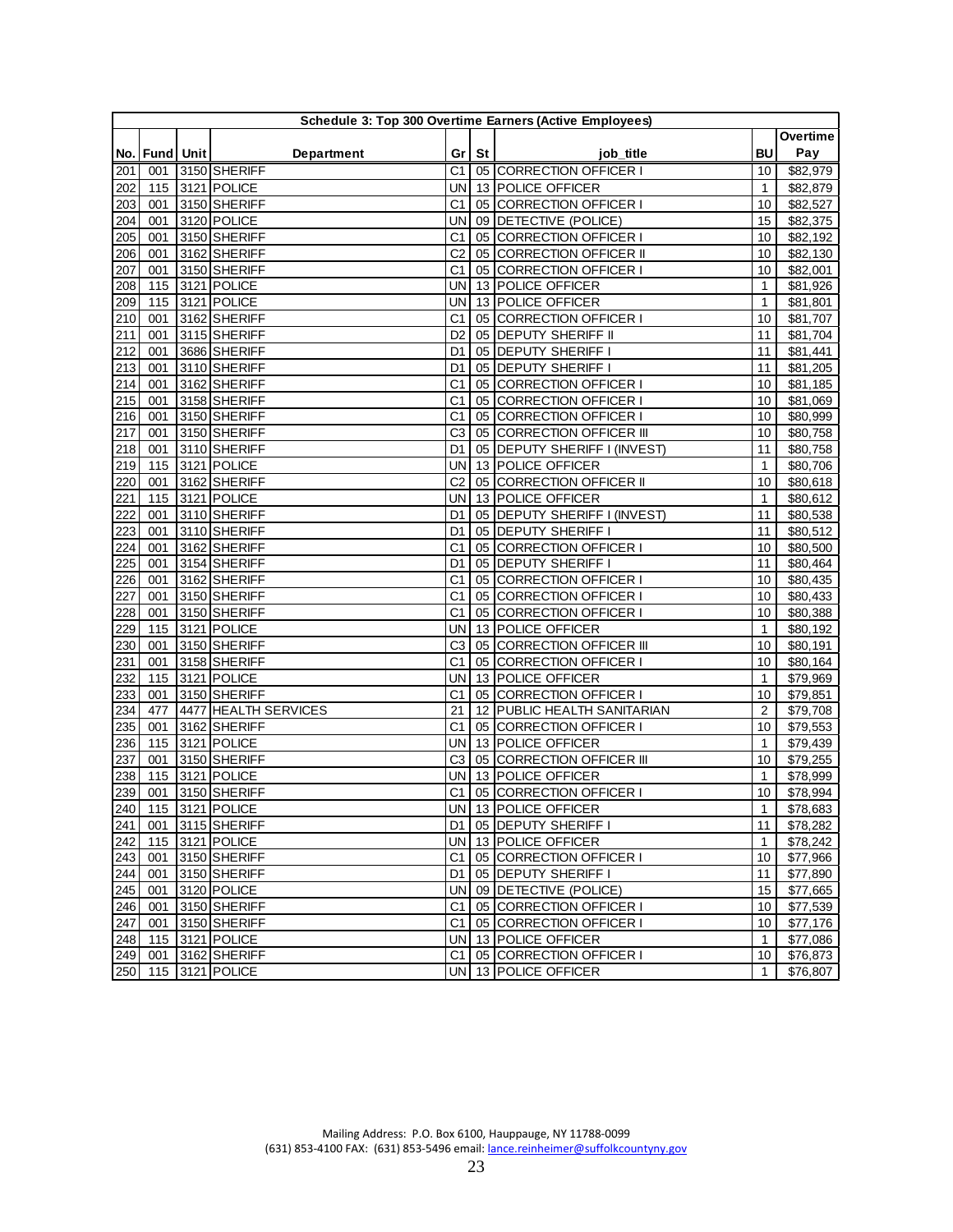| Schedule 3: Top 300 Overtime Earners (Active Employees) | | | | | | | | |
|---|---|---|---|---|---|---|---|---|
| No. | Fund | Unit | Department | Gr | St | job_title | BU | Overtime Pay |
| 201 | 001 | 3150 | SHERIFF | C1 | 05 | CORRECTION OFFICER I | 10 | $82,979 |
| 202 | 115 | 3121 | POLICE | UN | 13 | POLICE OFFICER | 1 | $82,879 |
| 203 | 001 | 3150 | SHERIFF | C1 | 05 | CORRECTION OFFICER I | 10 | $82,527 |
| 204 | 001 | 3120 | POLICE | UN | 09 | DETECTIVE (POLICE) | 15 | $82,375 |
| 205 | 001 | 3150 | SHERIFF | C1 | 05 | CORRECTION OFFICER I | 10 | $82,192 |
| 206 | 001 | 3162 | SHERIFF | C2 | 05 | CORRECTION OFFICER II | 10 | $82,130 |
| 207 | 001 | 3150 | SHERIFF | C1 | 05 | CORRECTION OFFICER I | 10 | $82,001 |
| 208 | 115 | 3121 | POLICE | UN | 13 | POLICE OFFICER | 1 | $81,926 |
| 209 | 115 | 3121 | POLICE | UN | 13 | POLICE OFFICER | 1 | $81,801 |
| 210 | 001 | 3162 | SHERIFF | C1 | 05 | CORRECTION OFFICER I | 10 | $81,707 |
| 211 | 001 | 3115 | SHERIFF | D2 | 05 | DEPUTY SHERIFF II | 11 | $81,704 |
| 212 | 001 | 3686 | SHERIFF | D1 | 05 | DEPUTY SHERIFF I | 11 | $81,441 |
| 213 | 001 | 3110 | SHERIFF | D1 | 05 | DEPUTY SHERIFF I | 11 | $81,205 |
| 214 | 001 | 3162 | SHERIFF | C1 | 05 | CORRECTION OFFICER I | 10 | $81,185 |
| 215 | 001 | 3158 | SHERIFF | C1 | 05 | CORRECTION OFFICER I | 10 | $81,069 |
| 216 | 001 | 3150 | SHERIFF | C1 | 05 | CORRECTION OFFICER I | 10 | $80,999 |
| 217 | 001 | 3150 | SHERIFF | C3 | 05 | CORRECTION OFFICER III | 10 | $80,758 |
| 218 | 001 | 3110 | SHERIFF | D1 | 05 | DEPUTY SHERIFF I (INVEST) | 11 | $80,758 |
| 219 | 115 | 3121 | POLICE | UN | 13 | POLICE OFFICER | 1 | $80,706 |
| 220 | 001 | 3162 | SHERIFF | C2 | 05 | CORRECTION OFFICER II | 10 | $80,618 |
| 221 | 115 | 3121 | POLICE | UN | 13 | POLICE OFFICER | 1 | $80,612 |
| 222 | 001 | 3110 | SHERIFF | D1 | 05 | DEPUTY SHERIFF I (INVEST) | 11 | $80,538 |
| 223 | 001 | 3110 | SHERIFF | D1 | 05 | DEPUTY SHERIFF I | 11 | $80,512 |
| 224 | 001 | 3162 | SHERIFF | C1 | 05 | CORRECTION OFFICER I | 10 | $80,500 |
| 225 | 001 | 3154 | SHERIFF | D1 | 05 | DEPUTY SHERIFF I | 11 | $80,464 |
| 226 | 001 | 3162 | SHERIFF | C1 | 05 | CORRECTION OFFICER I | 10 | $80,435 |
| 227 | 001 | 3150 | SHERIFF | C1 | 05 | CORRECTION OFFICER I | 10 | $80,433 |
| 228 | 001 | 3150 | SHERIFF | C1 | 05 | CORRECTION OFFICER I | 10 | $80,388 |
| 229 | 115 | 3121 | POLICE | UN | 13 | POLICE OFFICER | 1 | $80,192 |
| 230 | 001 | 3150 | SHERIFF | C3 | 05 | CORRECTION OFFICER III | 10 | $80,191 |
| 231 | 001 | 3158 | SHERIFF | C1 | 05 | CORRECTION OFFICER I | 10 | $80,164 |
| 232 | 115 | 3121 | POLICE | UN | 13 | POLICE OFFICER | 1 | $79,969 |
| 233 | 001 | 3150 | SHERIFF | C1 | 05 | CORRECTION OFFICER I | 10 | $79,851 |
| 234 | 477 | 4477 | HEALTH SERVICES | 21 | 12 | PUBLIC HEALTH SANITARIAN | 2 | $79,708 |
| 235 | 001 | 3162 | SHERIFF | C1 | 05 | CORRECTION OFFICER I | 10 | $79,553 |
| 236 | 115 | 3121 | POLICE | UN | 13 | POLICE OFFICER | 1 | $79,439 |
| 237 | 001 | 3150 | SHERIFF | C3 | 05 | CORRECTION OFFICER III | 10 | $79,255 |
| 238 | 115 | 3121 | POLICE | UN | 13 | POLICE OFFICER | 1 | $78,999 |
| 239 | 001 | 3150 | SHERIFF | C1 | 05 | CORRECTION OFFICER I | 10 | $78,994 |
| 240 | 115 | 3121 | POLICE | UN | 13 | POLICE OFFICER | 1 | $78,683 |
| 241 | 001 | 3115 | SHERIFF | D1 | 05 | DEPUTY SHERIFF I | 11 | $78,282 |
| 242 | 115 | 3121 | POLICE | UN | 13 | POLICE OFFICER | 1 | $78,242 |
| 243 | 001 | 3150 | SHERIFF | C1 | 05 | CORRECTION OFFICER I | 10 | $77,966 |
| 244 | 001 | 3150 | SHERIFF | D1 | 05 | DEPUTY SHERIFF I | 11 | $77,890 |
| 245 | 001 | 3120 | POLICE | UN | 09 | DETECTIVE (POLICE) | 15 | $77,665 |
| 246 | 001 | 3150 | SHERIFF | C1 | 05 | CORRECTION OFFICER I | 10 | $77,539 |
| 247 | 001 | 3150 | SHERIFF | C1 | 05 | CORRECTION OFFICER I | 10 | $77,176 |
| 248 | 115 | 3121 | POLICE | UN | 13 | POLICE OFFICER | 1 | $77,086 |
| 249 | 001 | 3162 | SHERIFF | C1 | 05 | CORRECTION OFFICER I | 10 | $76,873 |
| 250 | 115 | 3121 | POLICE | UN | 13 | POLICE OFFICER | 1 | $76,807 |

Mailing Address: P.O. Box 6100, Hauppauge, NY 11788-0099
(631) 853-4100 FAX: (631) 853-5496 email: lance.reinheimer@suffolkcountyny.gov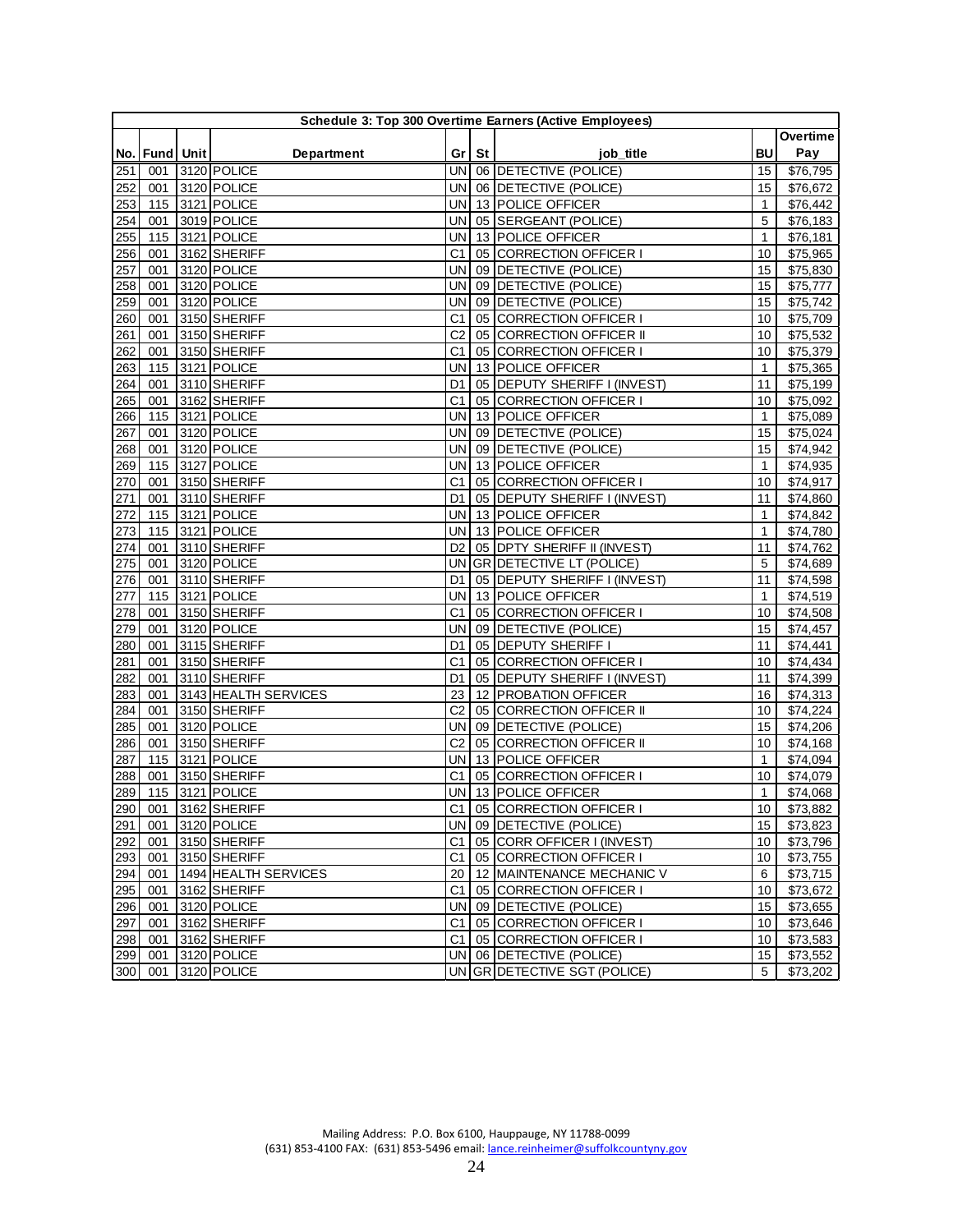| Schedule 3: Top 300 Overtime Earners (Active Employees) | | | | | | | | |
|---|---|---|---|---|---|---|---|---|
| No. | Fund | Unit | Department | Gr | St | job_title | BU | Overtime Pay |
| 251 | 001 | 3120 | POLICE | UN | 06 | DETECTIVE (POLICE) | 15 | $76,795 |
| 252 | 001 | 3120 | POLICE | UN | 06 | DETECTIVE (POLICE) | 15 | $76,672 |
| 253 | 115 | 3121 | POLICE | UN | 13 | POLICE OFFICER | 1 | $76,442 |
| 254 | 001 | 3019 | POLICE | UN | 05 | SERGEANT (POLICE) | 5 | $76,183 |
| 255 | 115 | 3121 | POLICE | UN | 13 | POLICE OFFICER | 1 | $76,181 |
| 256 | 001 | 3162 | SHERIFF | C1 | 05 | CORRECTION OFFICER I | 10 | $75,965 |
| 257 | 001 | 3120 | POLICE | UN | 09 | DETECTIVE (POLICE) | 15 | $75,830 |
| 258 | 001 | 3120 | POLICE | UN | 09 | DETECTIVE (POLICE) | 15 | $75,777 |
| 259 | 001 | 3120 | POLICE | UN | 09 | DETECTIVE (POLICE) | 15 | $75,742 |
| 260 | 001 | 3150 | SHERIFF | C1 | 05 | CORRECTION OFFICER I | 10 | $75,709 |
| 261 | 001 | 3150 | SHERIFF | C2 | 05 | CORRECTION OFFICER II | 10 | $75,532 |
| 262 | 001 | 3150 | SHERIFF | C1 | 05 | CORRECTION OFFICER I | 10 | $75,379 |
| 263 | 115 | 3121 | POLICE | UN | 13 | POLICE OFFICER | 1 | $75,365 |
| 264 | 001 | 3110 | SHERIFF | D1 | 05 | DEPUTY SHERIFF I (INVEST) | 11 | $75,199 |
| 265 | 001 | 3162 | SHERIFF | C1 | 05 | CORRECTION OFFICER I | 10 | $75,092 |
| 266 | 115 | 3121 | POLICE | UN | 13 | POLICE OFFICER | 1 | $75,089 |
| 267 | 001 | 3120 | POLICE | UN | 09 | DETECTIVE (POLICE) | 15 | $75,024 |
| 268 | 001 | 3120 | POLICE | UN | 09 | DETECTIVE (POLICE) | 15 | $74,942 |
| 269 | 115 | 3127 | POLICE | UN | 13 | POLICE OFFICER | 1 | $74,935 |
| 270 | 001 | 3150 | SHERIFF | C1 | 05 | CORRECTION OFFICER I | 10 | $74,917 |
| 271 | 001 | 3110 | SHERIFF | D1 | 05 | DEPUTY SHERIFF I (INVEST) | 11 | $74,860 |
| 272 | 115 | 3121 | POLICE | UN | 13 | POLICE OFFICER | 1 | $74,842 |
| 273 | 115 | 3121 | POLICE | UN | 13 | POLICE OFFICER | 1 | $74,780 |
| 274 | 001 | 3110 | SHERIFF | D2 | 05 | DPTY SHERIFF II (INVEST) | 11 | $74,762 |
| 275 | 001 | 3120 | POLICE | UN | GR | DETECTIVE LT (POLICE) | 5 | $74,689 |
| 276 | 001 | 3110 | SHERIFF | D1 | 05 | DEPUTY SHERIFF I (INVEST) | 11 | $74,598 |
| 277 | 115 | 3121 | POLICE | UN | 13 | POLICE OFFICER | 1 | $74,519 |
| 278 | 001 | 3150 | SHERIFF | C1 | 05 | CORRECTION OFFICER I | 10 | $74,508 |
| 279 | 001 | 3120 | POLICE | UN | 09 | DETECTIVE (POLICE) | 15 | $74,457 |
| 280 | 001 | 3115 | SHERIFF | D1 | 05 | DEPUTY SHERIFF I | 11 | $74,441 |
| 281 | 001 | 3150 | SHERIFF | C1 | 05 | CORRECTION OFFICER I | 10 | $74,434 |
| 282 | 001 | 3110 | SHERIFF | D1 | 05 | DEPUTY SHERIFF I (INVEST) | 11 | $74,399 |
| 283 | 001 | 3143 | HEALTH SERVICES | 23 | 12 | PROBATION OFFICER | 16 | $74,313 |
| 284 | 001 | 3150 | SHERIFF | C2 | 05 | CORRECTION OFFICER II | 10 | $74,224 |
| 285 | 001 | 3120 | POLICE | UN | 09 | DETECTIVE (POLICE) | 15 | $74,206 |
| 286 | 001 | 3150 | SHERIFF | C2 | 05 | CORRECTION OFFICER II | 10 | $74,168 |
| 287 | 115 | 3121 | POLICE | UN | 13 | POLICE OFFICER | 1 | $74,094 |
| 288 | 001 | 3150 | SHERIFF | C1 | 05 | CORRECTION OFFICER I | 10 | $74,079 |
| 289 | 115 | 3121 | POLICE | UN | 13 | POLICE OFFICER | 1 | $74,068 |
| 290 | 001 | 3162 | SHERIFF | C1 | 05 | CORRECTION OFFICER I | 10 | $73,882 |
| 291 | 001 | 3120 | POLICE | UN | 09 | DETECTIVE (POLICE) | 15 | $73,823 |
| 292 | 001 | 3150 | SHERIFF | C1 | 05 | CORR OFFICER I (INVEST) | 10 | $73,796 |
| 293 | 001 | 3150 | SHERIFF | C1 | 05 | CORRECTION OFFICER I | 10 | $73,755 |
| 294 | 001 | 1494 | HEALTH SERVICES | 20 | 12 | MAINTENANCE MECHANIC V | 6 | $73,715 |
| 295 | 001 | 3162 | SHERIFF | C1 | 05 | CORRECTION OFFICER I | 10 | $73,672 |
| 296 | 001 | 3120 | POLICE | UN | 09 | DETECTIVE (POLICE) | 15 | $73,655 |
| 297 | 001 | 3162 | SHERIFF | C1 | 05 | CORRECTION OFFICER I | 10 | $73,646 |
| 298 | 001 | 3162 | SHERIFF | C1 | 05 | CORRECTION OFFICER I | 10 | $73,583 |
| 299 | 001 | 3120 | POLICE | UN | 06 | DETECTIVE (POLICE) | 15 | $73,552 |
| 300 | 001 | 3120 | POLICE | UN | GR | DETECTIVE SGT (POLICE) | 5 | $73,202 |

Mailing Address: P.O. Box 6100, Hauppauge, NY 11788-0099
(631) 853-4100 FAX: (631) 853-5496 email: lance.reinheimer@suffolkcountyny.gov